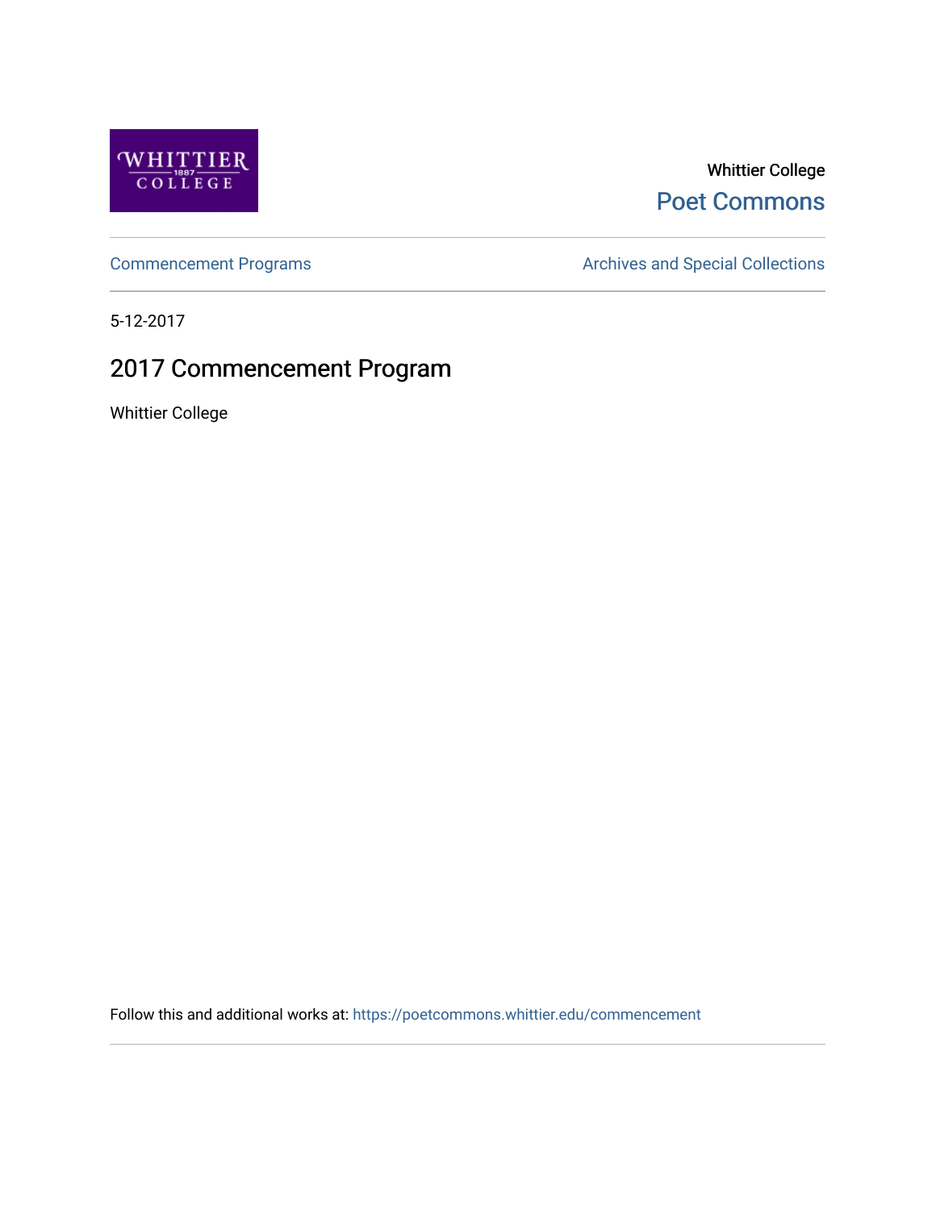Whittier College

Poet Commons

Commencement Programs

Archives and Special Collections

5-12-2017

# 2017 Commencement Program

Whittier College

Follow this and additional works at: https://poetcommons.whittier.edu/commencement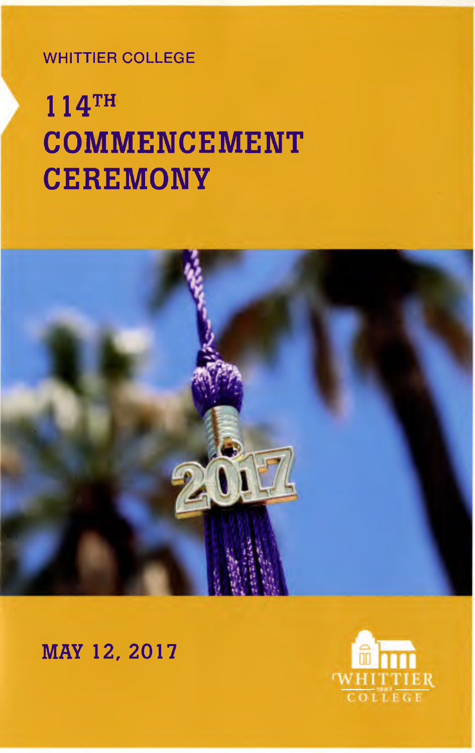WHITTIER COLLEGE

# 114TH COMMENCEMENT CEREMONY

MAY 12, 2017

WHITTIER COLLEGE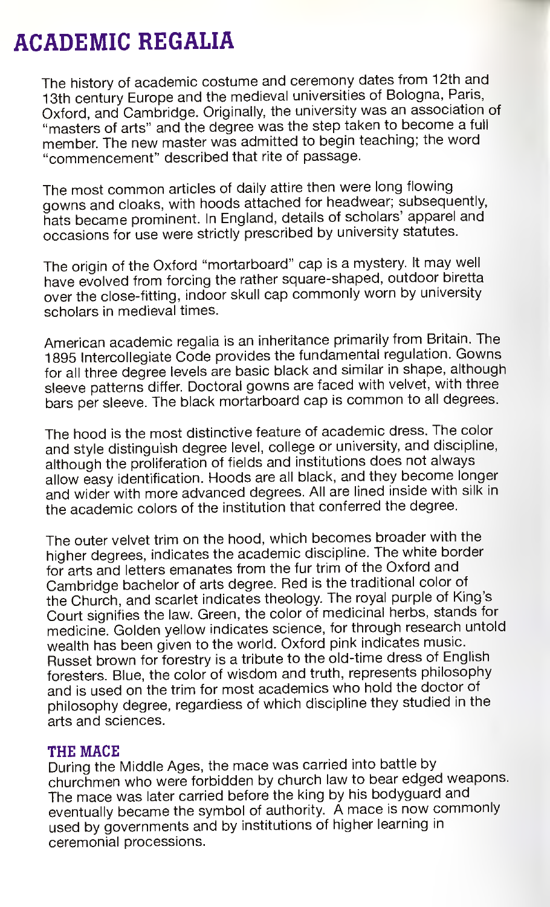# ACADEMIC REGALIA

The history of academic costume and ceremony dates from 12th and 13th century Europe and the medieval universities of Bologna, Paris, Oxford, and Cambridge. Originally, the university was an association of "masters of arts" and the degree was the step taken to become a full member. The new master was admitted to begin teaching; the word "commencement" described that rite of passage.

The most common articles of daily attire then were long flowing gowns and cloaks, with hoods attached for headwear; subsequently, hats became prominent. In England, details of scholars' apparel and occasions for use were strictly prescribed by university statutes.

The origin of the Oxford "mortarboard" cap is a mystery. It may well have evolved from forcing the rather square-shaped, outdoor biretta over the close-fitting, indoor skull cap commonly worn by university scholars in medieval times.

American academic regalia is an inheritance primarily from Britain. The 1895 Intercollegiate Code provides the fundamental regulation. Gowns for all three degree levels are basic black and similar in shape, although sleeve patterns differ. Doctoral gowns are faced with velvet, with three bars per sleeve. The black mortarboard cap is common to all degrees.

The hood is the most distinctive feature of academic dress. The color and style distinguish degree level, college or university, and discipline, although the proliferation of fields and institutions does not always allow easy identification. Hoods are all black, and they become longer and wider with more advanced degrees. All are lined inside with silk in the academic colors of the institution that conferred the degree.

The outer velvet trim on the hood, which becomes broader with the higher degrees, indicates the academic discipline. The white border for arts and letters emanates from the fur trim of the Oxford and Cambridge bachelor of arts degree. Red is the traditional color of the Church, and scarlet indicates theology. The royal purple of King's Court signifies the law. Green, the color of medicinal herbs, stands for medicine. Golden yellow indicates science, for through research untold wealth has been given to the world. Oxford pink indicates music. Russet brown for forestry is a tribute to the old-time dress of English foresters. Blue, the color of wisdom and truth, represents philosophy and is used on the trim for most academics who hold the doctor of philosophy degree, regardless of which discipline they studied in the arts and sciences.

## THE MACE

During the Middle Ages, the mace was carried into battle by churchmen who were forbidden by church law to bear edged weapons. The mace was later carried before the king by his bodyguard and eventually became the symbol of authority. A mace is now commonly used by governments and by institutions of higher learning in ceremonial processions.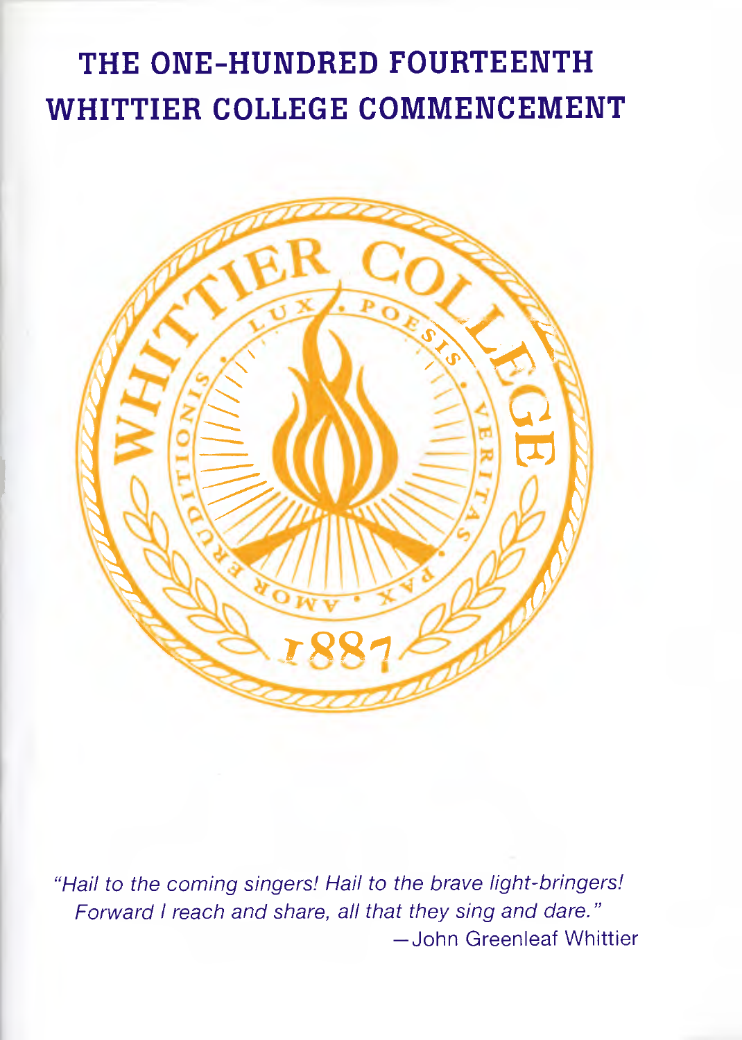# THE ONE-HUNDRED FOURTEENTH WHITTIER COLLEGE COMMENCEMENT

*"Hail to the coming singers! Hail to the brave light-bringers! Forward I reach and share, all that they sing and dare."*

—John Greenleaf Whittier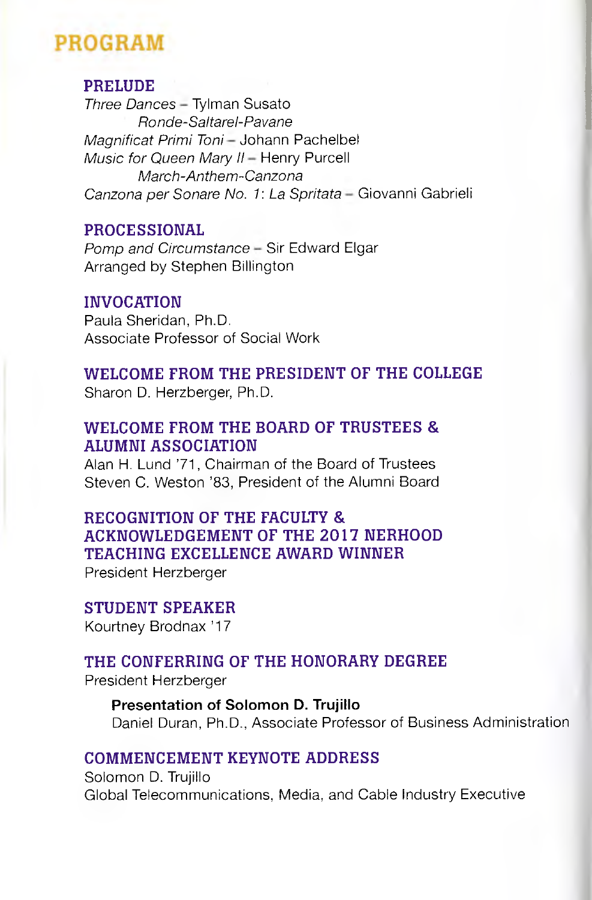# PROGRAM

## PRELUDE

*Three Dances* – Tylman Susato
*Ronde-Saltarel-Pavane*
*Magnificat Primi Toni* – Johann Pachelbel
*Music for Queen Mary II* – Henry Purcell
*March-Anthem-Canzona*
*Canzona per Sonare No. 1: La Spritata* – Giovanni Gabrieli

## PROCESSIONAL

*Pomp and Circumstance* – Sir Edward Elgar
Arranged by Stephen Billington

## INVOCATION

Paula Sheridan, Ph.D.
Associate Professor of Social Work

## WELCOME FROM THE PRESIDENT OF THE COLLEGE

Sharon D. Herzberger, Ph.D.

## WELCOME FROM THE BOARD OF TRUSTEES & ALUMNI ASSOCIATION

Alan H. Lund '71, Chairman of the Board of Trustees
Steven C. Weston '83, President of the Alumni Board

## RECOGNITION OF THE FACULTY & ACKNOWLEDGEMENT OF THE 2017 NERHOOD TEACHING EXCELLENCE AWARD WINNER

President Herzberger

## STUDENT SPEAKER

Kourtney Brodnax '17

## THE CONFERRING OF THE HONORARY DEGREE

President Herzberger

**Presentation of Solomon D. Trujillo**
Daniel Duran, Ph.D., Associate Professor of Business Administration

## COMMENCEMENT KEYNOTE ADDRESS

Solomon D. Trujillo
Global Telecommunications, Media, and Cable Industry Executive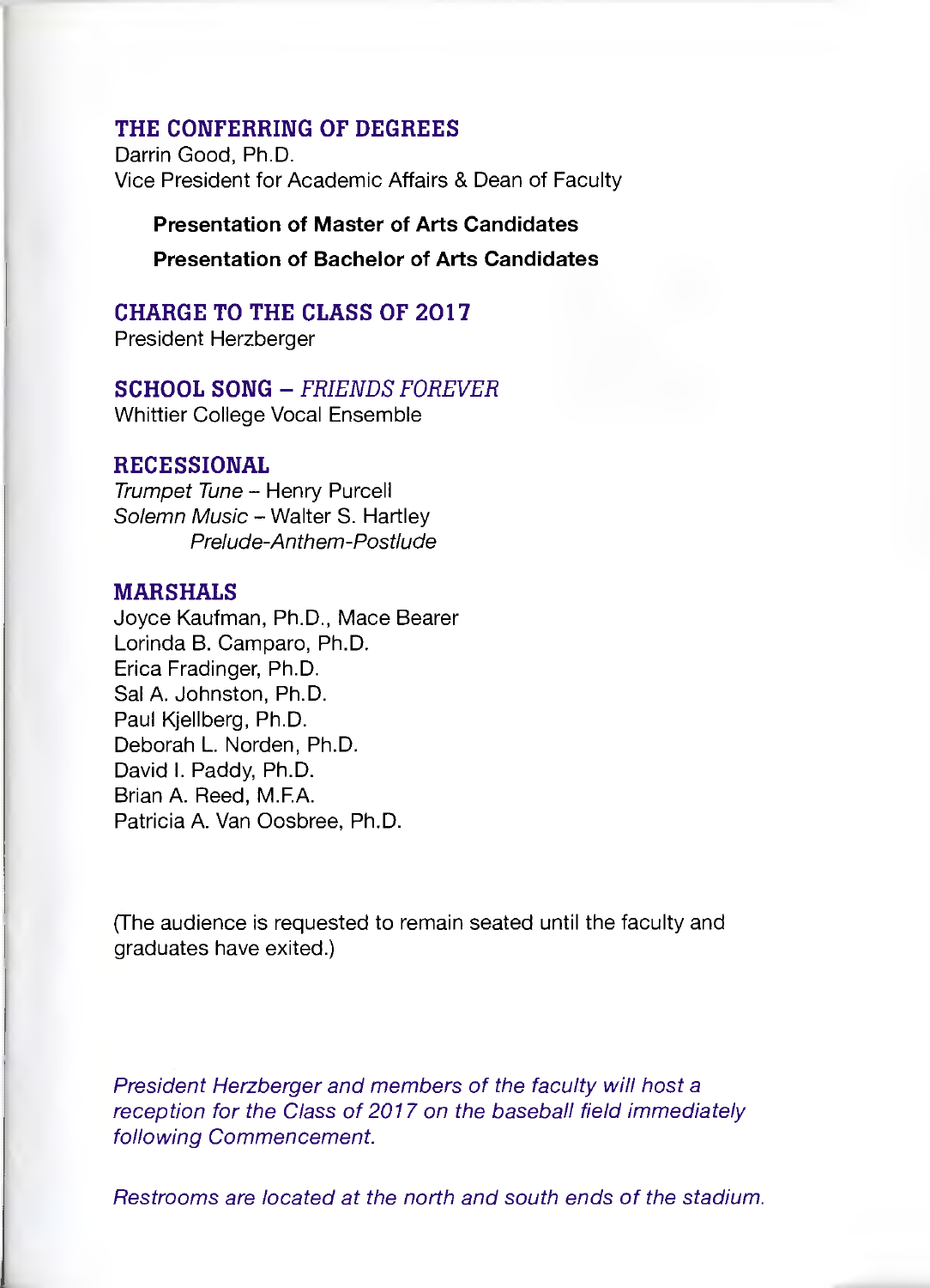## THE CONFERRING OF DEGREES

Darrin Good, Ph.D.
Vice President for Academic Affairs & Dean of Faculty

**Presentation of Master of Arts Candidates**

**Presentation of Bachelor of Arts Candidates**

## CHARGE TO THE CLASS OF 2017

President Herzberger

## SCHOOL SONG – *FRIENDS FOREVER*

Whittier College Vocal Ensemble

## RECESSIONAL

*Trumpet Tune* – Henry Purcell
*Solemn Music* – Walter S. Hartley
*Prelude-Anthem-Postlude*

## MARSHALS

Joyce Kaufman, Ph.D., Mace Bearer
Lorinda B. Camparo, Ph.D.
Erica Fradinger, Ph.D.
Sal A. Johnston, Ph.D.
Paul Kjellberg, Ph.D.
Deborah L. Norden, Ph.D.
David I. Paddy, Ph.D.
Brian A. Reed, M.F.A.
Patricia A. Van Oosbree, Ph.D.

(The audience is requested to remain seated until the faculty and graduates have exited.)

*President Herzberger and members of the faculty will host a reception for the Class of 2017 on the baseball field immediately following Commencement.*

*Restrooms are located at the north and south ends of the stadium.*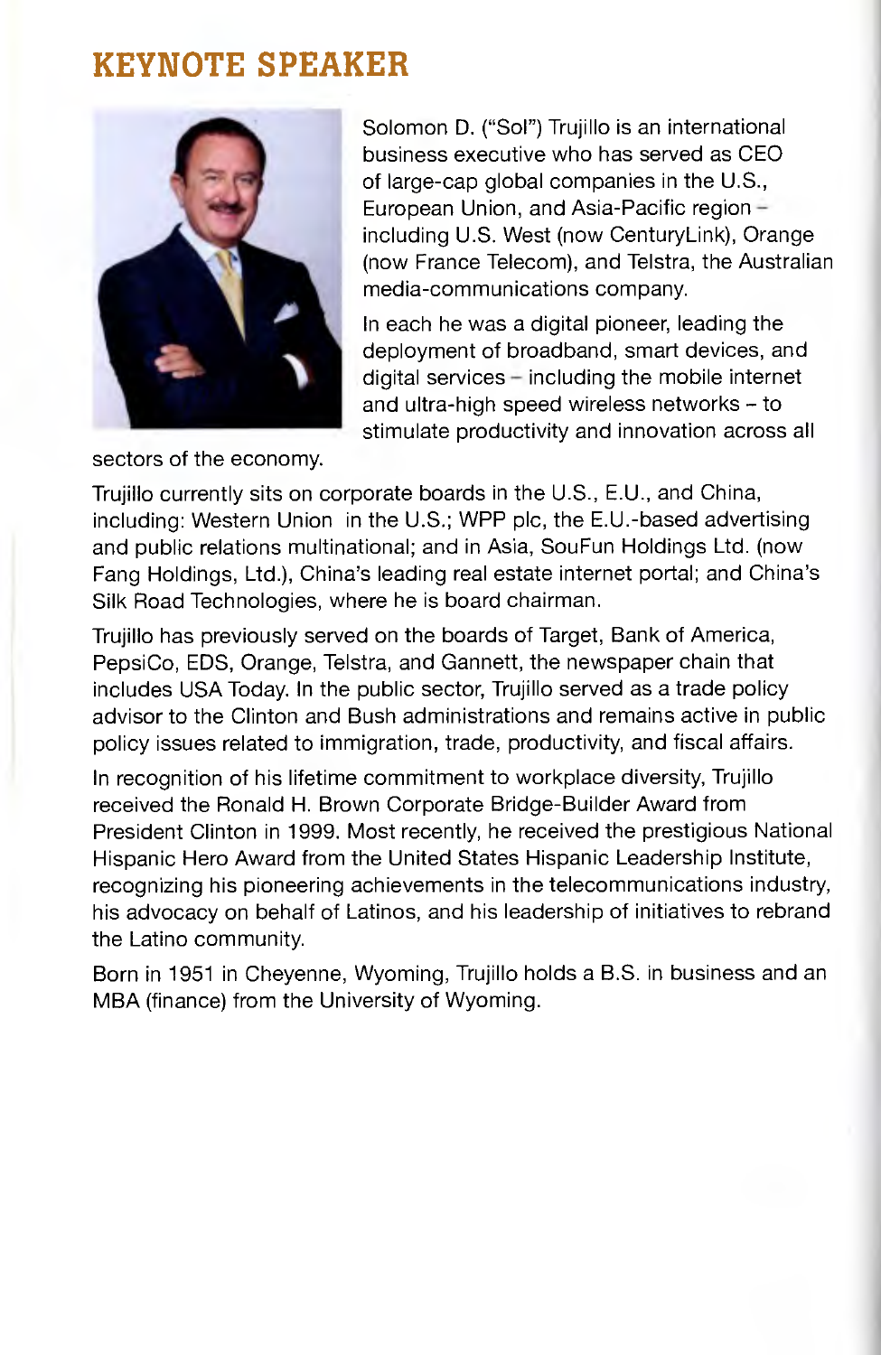# KEYNOTE SPEAKER

Solomon D. ("Sol") Trujillo is an international business executive who has served as CEO of large-cap global companies in the U.S., European Union, and Asia-Pacific region – including U.S. West (now CenturyLink), Orange (now France Telecom), and Telstra, the Australian media-communications company.

In each he was a digital pioneer, leading the deployment of broadband, smart devices, and digital services – including the mobile internet and ultra-high speed wireless networks – to stimulate productivity and innovation across all sectors of the economy.

Trujillo currently sits on corporate boards in the U.S., E.U., and China, including: Western Union in the U.S.; WPP plc, the E.U.-based advertising and public relations multinational; and in Asia, SouFun Holdings Ltd. (now Fang Holdings, Ltd.), China's leading real estate internet portal; and China's Silk Road Technologies, where he is board chairman.

Trujillo has previously served on the boards of Target, Bank of America, PepsiCo, EDS, Orange, Telstra, and Gannett, the newspaper chain that includes USA Today. In the public sector, Trujillo served as a trade policy advisor to the Clinton and Bush administrations and remains active in public policy issues related to immigration, trade, productivity, and fiscal affairs.

In recognition of his lifetime commitment to workplace diversity, Trujillo received the Ronald H. Brown Corporate Bridge-Builder Award from President Clinton in 1999. Most recently, he received the prestigious National Hispanic Hero Award from the United States Hispanic Leadership Institute, recognizing his pioneering achievements in the telecommunications industry, his advocacy on behalf of Latinos, and his leadership of initiatives to rebrand the Latino community.

Born in 1951 in Cheyenne, Wyoming, Trujillo holds a B.S. in business and an MBA (finance) from the University of Wyoming.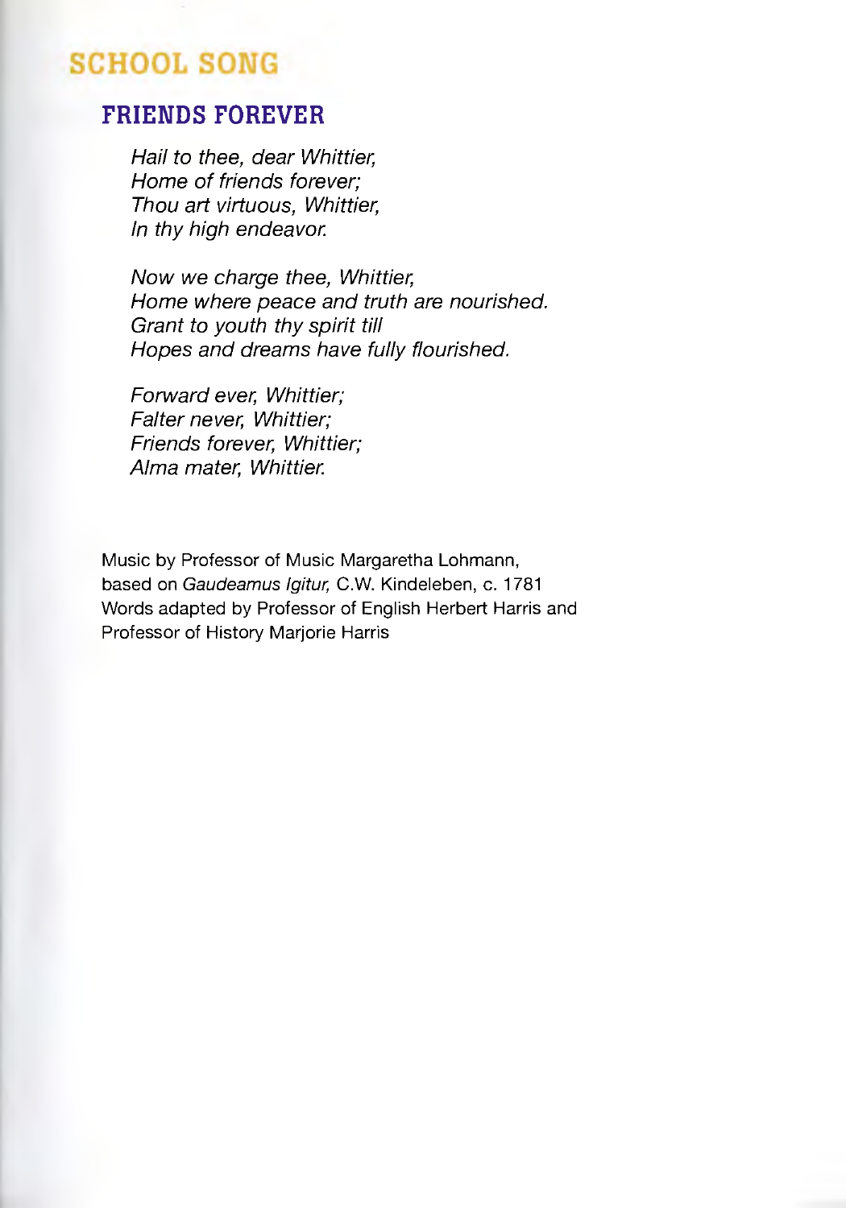# SCHOOL SONG

## FRIENDS FOREVER

*Hail to thee, dear Whittier,*
*Home of friends forever;*
*Thou art virtuous, Whittier,*
*In thy high endeavor.*

*Now we charge thee, Whittier,*
*Home where peace and truth are nourished.*
*Grant to youth thy spirit till*
*Hopes and dreams have fully flourished.*

*Forward ever, Whittier;*
*Falter never, Whittier;*
*Friends forever, Whittier;*
*Alma mater, Whittier.*

Music by Professor of Music Margaretha Lohmann,
based on *Gaudeamus Igitur,* C.W. Kindeleben, c. 1781
Words adapted by Professor of English Herbert Harris and
Professor of History Marjorie Harris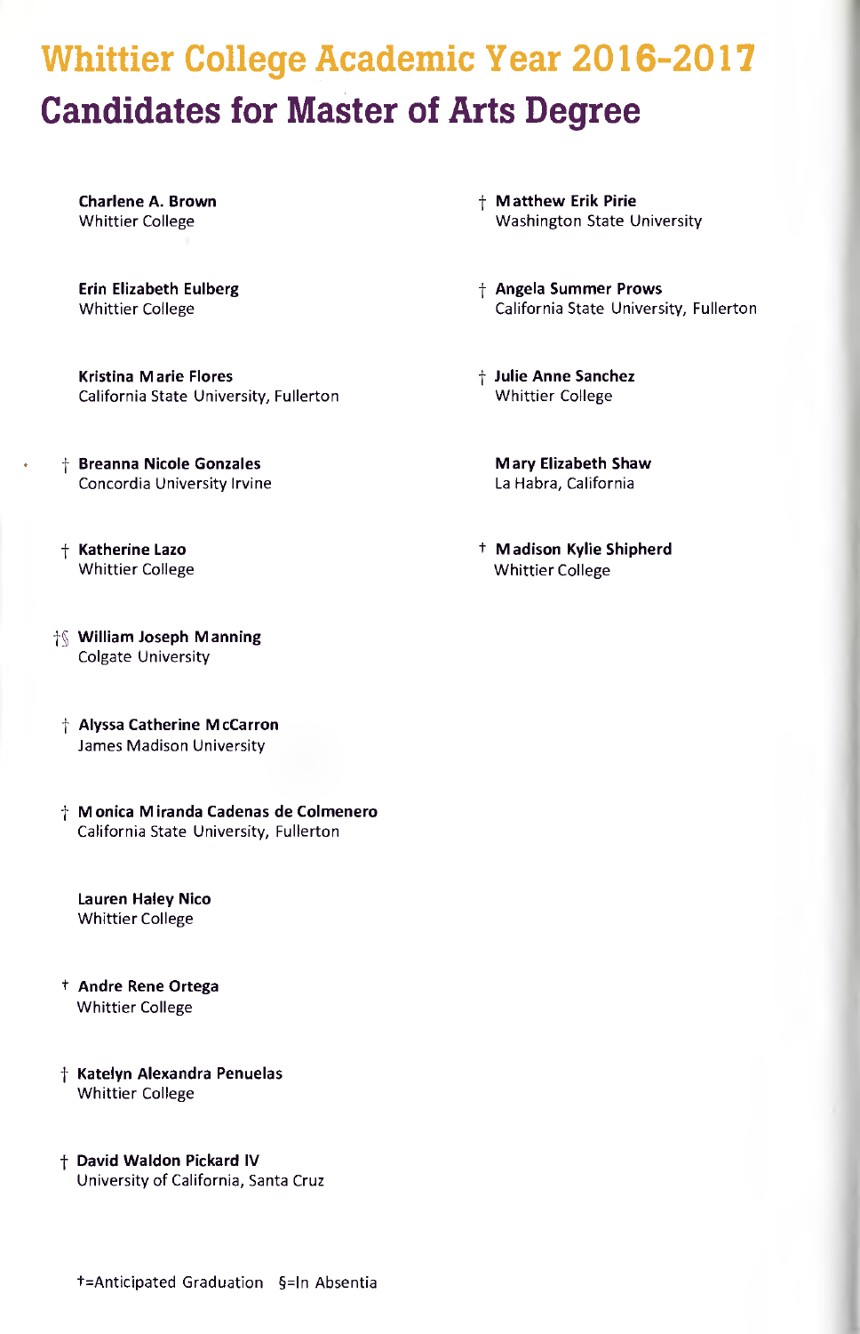# Whittier College Academic Year 2016-2017

## Candidates for Master of Arts Degree

**Charlene A. Brown**
Whittier College

**Erin Elizabeth Eulberg**
Whittier College

**Kristina Marie Flores**
California State University, Fullerton

† **Breanna Nicole Gonzales**
Concordia University Irvine

† **Katherine Lazo**
Whittier College

†§ **William Joseph Manning**
Colgate University

† **Alyssa Catherine McCarron**
James Madison University

† **Monica Miranda Cadenas de Colmenero**
California State University, Fullerton

**Lauren Haley Nico**
Whittier College

† **Andre Rene Ortega**
Whittier College

† **Katelyn Alexandra Penuelas**
Whittier College

† **David Waldon Pickard IV**
University of California, Santa Cruz

† **Matthew Erik Pirie**
Washington State University

† **Angela Summer Prows**
California State University, Fullerton

† **Julie Anne Sanchez**
Whittier College

**Mary Elizabeth Shaw**
La Habra, California

† **Madison Kylie Shipherd**
Whittier College

†=Anticipated Graduation §=In Absentia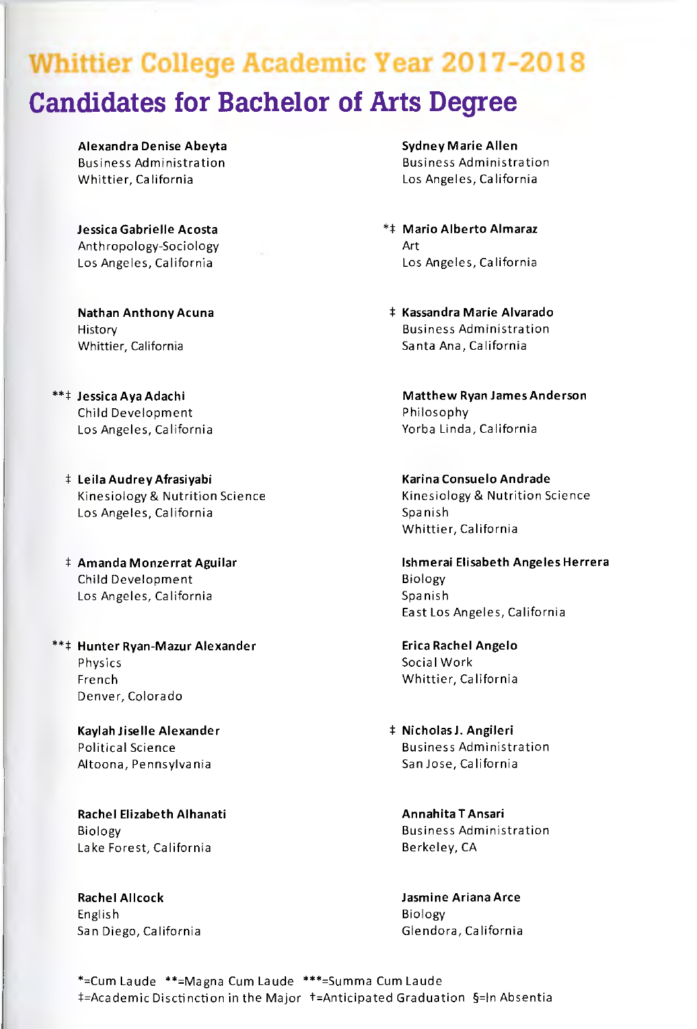# Whittier College Academic Year 2017-2018

## Candidates for Bachelor of Arts Degree

**Alexandra Denise Abeyta**
Business Administration
Whittier, California

**Jessica Gabrielle Acosta**
Anthropology-Sociology
Los Angeles, California

**Nathan Anthony Acuna**
History
Whittier, California

**‡ Jessica Aya Adachi
Child Development
Los Angeles, California

‡ **Leila Audrey Afrasiyabi**
Kinesiology & Nutrition Science
Los Angeles, California

‡ **Amanda Monzerrat Aguilar**
Child Development
Los Angeles, California

**‡ Hunter Ryan-Mazur Alexander
Physics
French
Denver, Colorado

**Kaylah Jiselle Alexander**
Political Science
Altoona, Pennsylvania

**Rachel Elizabeth Alhanati**
Biology
Lake Forest, California

**Rachel Allcock**
English
San Diego, California

**Sydney Marie Allen**
Business Administration
Los Angeles, California

*‡ **Mario Alberto Almaraz**
Art
Los Angeles, California

‡ **Kassandra Marie Alvarado**
Business Administration
Santa Ana, California

**Matthew Ryan James Anderson**
Philosophy
Yorba Linda, California

**Karina Consuelo Andrade**
Kinesiology & Nutrition Science
Spanish
Whittier, California

**Ishmerai Elisabeth Angeles Herrera**
Biology
Spanish
East Los Angeles, California

**Erica Rachel Angelo**
Social Work
Whittier, California

‡ **Nicholas J. Angileri**
Business Administration
San Jose, California

**Annahita T Ansari**
Business Administration
Berkeley, CA

**Jasmine Ariana Arce**
Biology
Glendora, California

*=Cum Laude **=Magna Cum Laude ***=Summa Cum Laude
‡=Academic Disctinction in the Major †=Anticipated Graduation §=In Absentia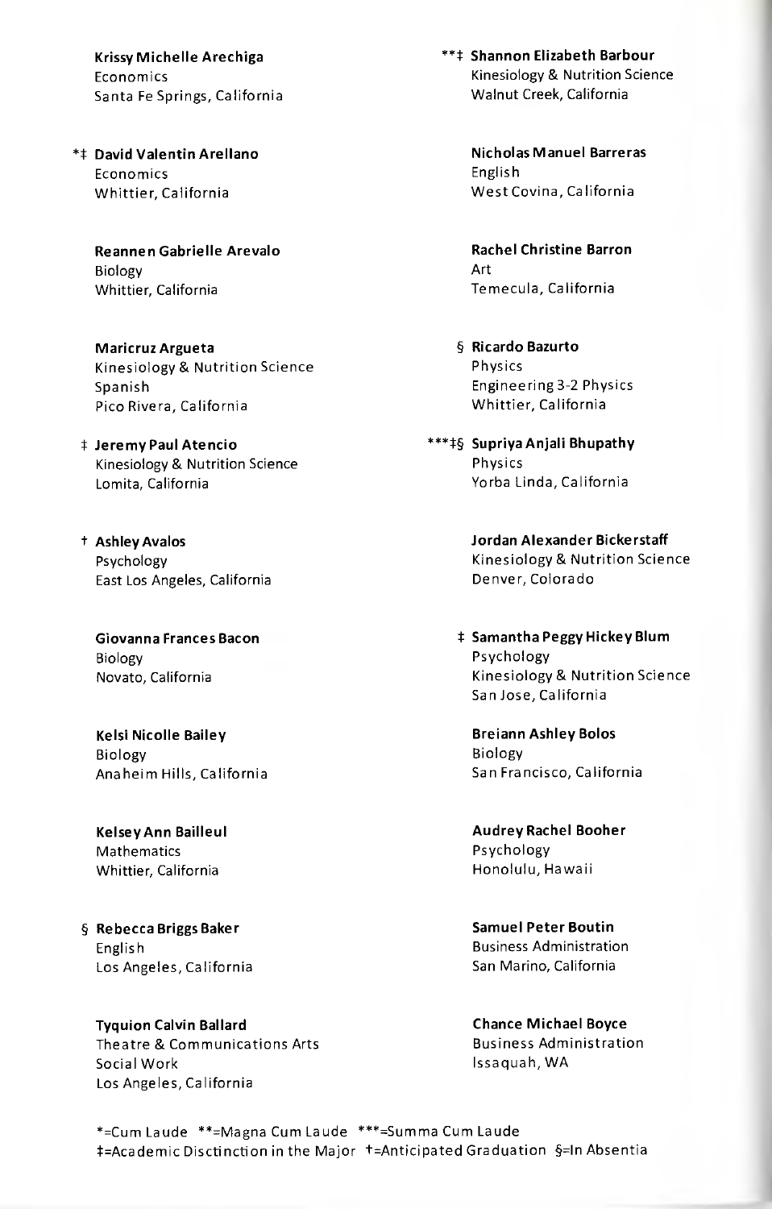Krissy Michelle Arechiga
Economics
Santa Fe Springs, California

*‡ David Valentin Arellano
Economics
Whittier, California

Reannen Gabrielle Arevalo
Biology
Whittier, California

Maricruz Argueta
Kinesiology & Nutrition Science
Spanish
Pico Rivera, California

‡ Jeremy Paul Atencio
Kinesiology & Nutrition Science
Lomita, California

† Ashley Avalos
Psychology
East Los Angeles, California

Giovanna Frances Bacon
Biology
Novato, California

Kelsi Nicolle Bailey
Biology
Anaheim Hills, California

Kelsey Ann Bailleul
Mathematics
Whittier, California

§ Rebecca Briggs Baker
English
Los Angeles, California

Tyquion Calvin Ballard
Theatre & Communications Arts
Social Work
Los Angeles, California

**‡ Shannon Elizabeth Barbour
Kinesiology & Nutrition Science
Walnut Creek, California

Nicholas Manuel Barreras
English
West Covina, California

Rachel Christine Barron
Art
Temecula, California

§ Ricardo Bazurto
Physics
Engineering 3-2 Physics
Whittier, California

***‡§ Supriya Anjali Bhupathy
Physics
Yorba Linda, California

Jordan Alexander Bickerstaff
Kinesiology & Nutrition Science
Denver, Colorado

‡ Samantha Peggy Hickey Blum
Psychology
Kinesiology & Nutrition Science
San Jose, California

Breiann Ashley Bolos
Biology
San Francisco, California

Audrey Rachel Booher
Psychology
Honolulu, Hawaii

Samuel Peter Boutin
Business Administration
San Marino, California

Chance Michael Boyce
Business Administration
Issaquah, WA

*=Cum Laude **=Magna Cum Laude ***=Summa Cum Laude
‡=Academic Disctinction in the Major †=Anticipated Graduation §=In Absentia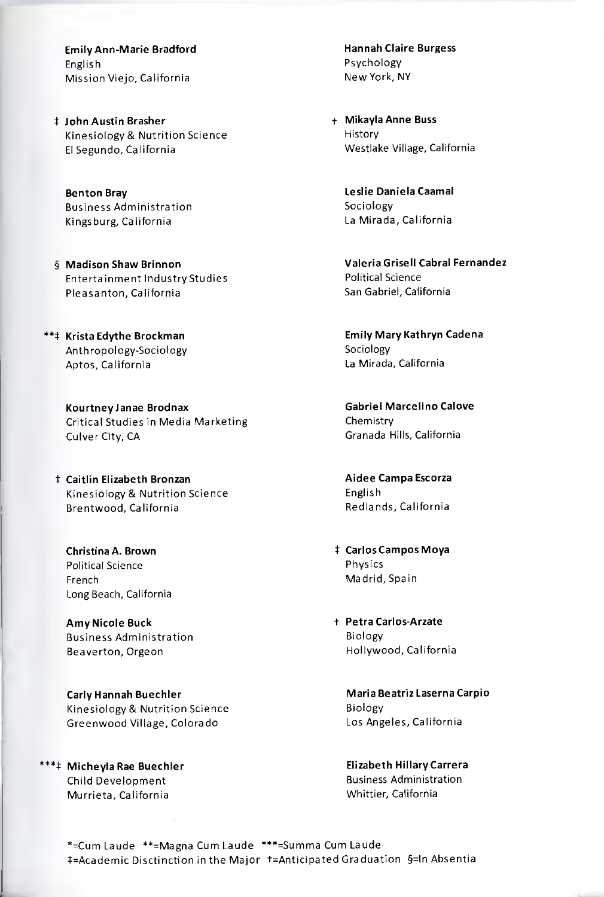**Emily Ann-Marie Bradford**
English
Mission Viejo, California

‡ **John Austin Brasher**
Kinesiology & Nutrition Science
El Segundo, California

**Benton Bray**
Business Administration
Kingsburg, California

§ **Madison Shaw Brinnon**
Entertainment Industry Studies
Pleasanton, California

**‡ **Krista Edythe Brockman**
Anthropology-Sociology
Aptos, California

**Kourtney Janae Brodnax**
Critical Studies in Media Marketing
Culver City, CA

‡ **Caitlin Elizabeth Bronzan**
Kinesiology & Nutrition Science
Brentwood, California

**Christina A. Brown**
Political Science
French
Long Beach, California

**Amy Nicole Buck**
Business Administration
Beaverton, Orgeon

**Carly Hannah Buechler**
Kinesiology & Nutrition Science
Greenwood Village, Colorado

***‡ **Micheyla Rae Buechler**
Child Development
Murrieta, California

**Hannah Claire Burgess**
Psychology
New York, NY

† **Mikayla Anne Buss**
History
Westlake Village, California

**Leslie Daniela Caamal**
Sociology
La Mirada, California

**Valeria Grisell Cabral Fernandez**
Political Science
San Gabriel, California

**Emily Mary Kathryn Cadena**
Sociology
La Mirada, California

**Gabriel Marcelino Calove**
Chemistry
Granada Hills, California

**Aidee Campa Escorza**
English
Redlands, California

‡ **Carlos Campos Moya**
Physics
Madrid, Spain

† **Petra Carlos-Arzate**
Biology
Hollywood, California

**Maria Beatriz Laserna Carpio**
Biology
Los Angeles, California

**Elizabeth Hillary Carrera**
Business Administration
Whittier, California

*=Cum Laude **=Magna Cum Laude ***=Summa Cum Laude
‡=Academic Disctinction in the Major †=Anticipated Graduation §=In Absentia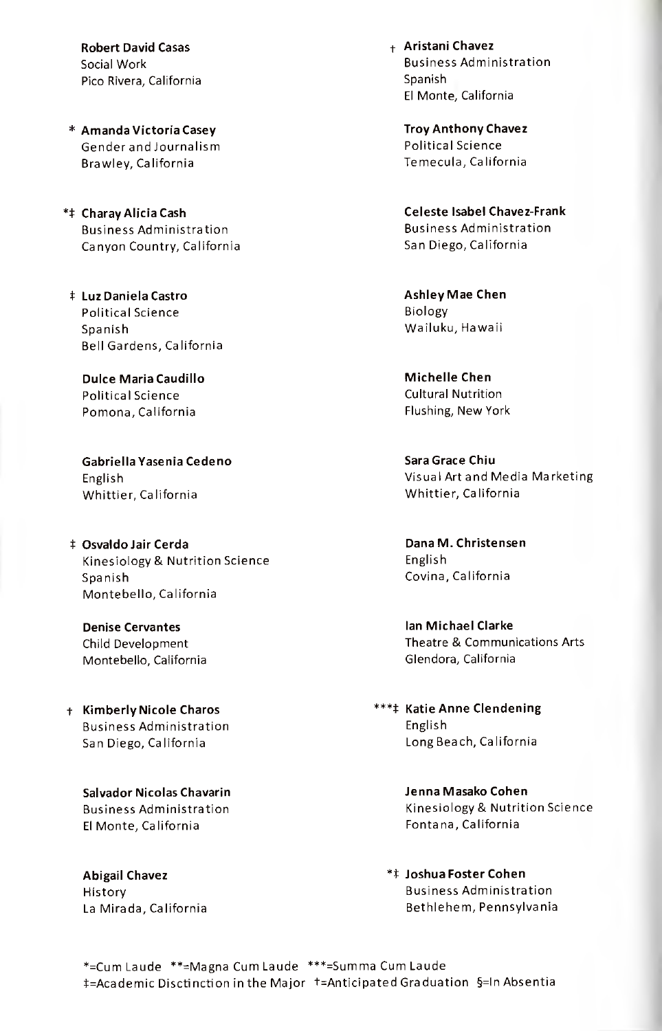**Robert David Casas**
Social Work
Pico Rivera, California

\* **Amanda Victoria Casey**
Gender and Journalism
Brawley, California

\*‡ **Charay Alicia Cash**
Business Administration
Canyon Country, California

‡ **Luz Daniela Castro**
Political Science
Spanish
Bell Gardens, California

**Dulce Maria Caudillo**
Political Science
Pomona, California

**Gabriella Yasenia Cedeno**
English
Whittier, California

‡ **Osvaldo Jair Cerda**
Kinesiology & Nutrition Science
Spanish
Montebello, California

**Denise Cervantes**
Child Development
Montebello, California

† **Kimberly Nicole Charos**
Business Administration
San Diego, California

**Salvador Nicolas Chavarin**
Business Administration
El Monte, California

**Abigail Chavez**
History
La Mirada, California

† **Aristani Chavez**
Business Administration
Spanish
El Monte, California

**Troy Anthony Chavez**
Political Science
Temecula, California

**Celeste Isabel Chavez-Frank**
Business Administration
San Diego, California

**Ashley Mae Chen**
Biology
Wailuku, Hawaii

**Michelle Chen**
Cultural Nutrition
Flushing, New York

**Sara Grace Chiu**
Visual Art and Media Marketing
Whittier, California

**Dana M. Christensen**
English
Covina, California

**Ian Michael Clarke**
Theatre & Communications Arts
Glendora, California

\*\*\*‡ **Katie Anne Clendening**
English
Long Beach, California

**Jenna Masako Cohen**
Kinesiology & Nutrition Science
Fontana, California

\*‡ **Joshua Foster Cohen**
Business Administration
Bethlehem, Pennsylvania

\*=Cum Laude \*\*=Magna Cum Laude \*\*\*=Summa Cum Laude
‡=Academic Disctinction in the Major †=Anticipated Graduation §=In Absentia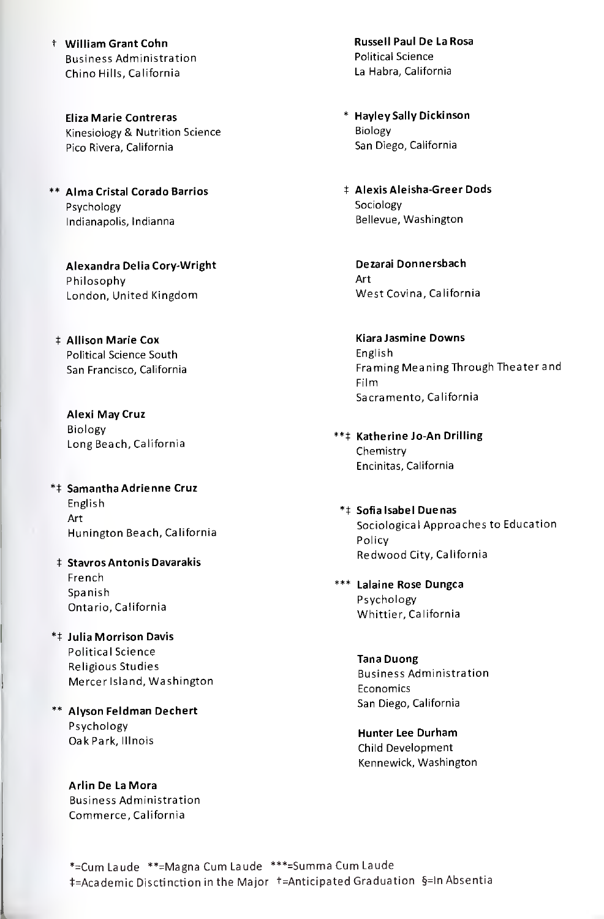† **William Grant Cohn**
Business Administration
Chino Hills, California

**Eliza Marie Contreras**
Kinesiology & Nutrition Science
Pico Rivera, California

** **Alma Cristal Corado Barrios**
Psychology
Indianapolis, Indianna

**Alexandra Delia Cory-Wright**
Philosophy
London, United Kingdom

‡ **Allison Marie Cox**
Political Science South
San Francisco, California

**Alexi May Cruz**
Biology
Long Beach, California

*‡ **Samantha Adrienne Cruz**
English
Art
Hunington Beach, California

‡ **Stavros Antonis Davarakis**
French
Spanish
Ontario, California

*‡ **Julia Morrison Davis**
Political Science
Religious Studies
Mercer Island, Washington

** **Alyson Feldman Dechert**
Psychology
Oak Park, Illnois

**Arlin De La Mora**
Business Administration
Commerce, California

**Russell Paul De La Rosa**
Political Science
La Habra, California

* **Hayley Sally Dickinson**
Biology
San Diego, California

‡ **Alexis Aleisha-Greer Dods**
Sociology
Bellevue, Washington

**Dezarai Donnersbach**
Art
West Covina, California

**Kiara Jasmine Downs**
English
Framing Meaning Through Theater and Film
Sacramento, California

**‡ **Katherine Jo-An Drilling**
Chemistry
Encinitas, California

*‡ **Sofia Isabel Duenas**
Sociological Approaches to Education Policy
Redwood City, California

*** **Lalaine Rose Dungca**
Psychology
Whittier, California

**Tana Duong**
Business Administration
Economics
San Diego, California

**Hunter Lee Durham**
Child Development
Kennewick, Washington

*=Cum Laude **=Magna Cum Laude ***=Summa Cum Laude
‡=Academic Disctinction in the Major †=Anticipated Graduation §=In Absentia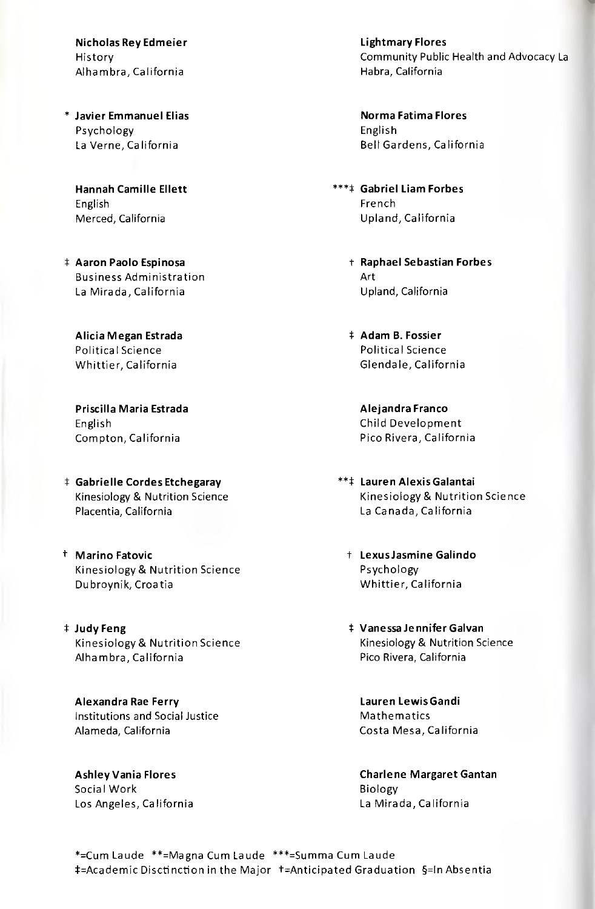**Nicholas Rey Edmeier**
History
Alhambra, California

\* **Javier Emmanuel Elias**
Psychology
La Verne, California

**Hannah Camille Ellett**
English
Merced, California

‡ **Aaron Paolo Espinosa**
Business Administration
La Mirada, California

**Alicia Megan Estrada**
Political Science
Whittier, California

**Priscilla Maria Estrada**
English
Compton, California

‡ **Gabrielle Cordes Etchegaray**
Kinesiology & Nutrition Science
Placentia, California

† **Marino Fatovic**
Kinesiology & Nutrition Science
Dubroynik, Croatia

‡ **Judy Feng**
Kinesiology & Nutrition Science
Alhambra, California

**Alexandra Rae Ferry**
Institutions and Social Justice
Alameda, California

**Ashley Vania Flores**
Social Work
Los Angeles, California

**Lightmary Flores**
Community Public Health and Advocacy La Habra, California

**Norma Fatima Flores**
English
Bell Gardens, California

***‡ **Gabriel Liam Forbes**
French
Upland, California

† **Raphael Sebastian Forbes**
Art
Upland, California

‡ **Adam B. Fossier**
Political Science
Glendale, California

**Alejandra Franco**
Child Development
Pico Rivera, California

**‡ **Lauren Alexis Galantai**
Kinesiology & Nutrition Science
La Canada, California

† **Lexus Jasmine Galindo**
Psychology
Whittier, California

‡ **Vanessa Jennifer Galvan**
Kinesiology & Nutrition Science
Pico Rivera, California

**Lauren Lewis Gandi**
Mathematics
Costa Mesa, California

**Charlene Margaret Gantan**
Biology
La Mirada, California

*=Cum Laude **=Magna Cum Laude ***=Summa Cum Laude
‡=Academic Disctinction in the Major †=Anticipated Graduation §=In Absentia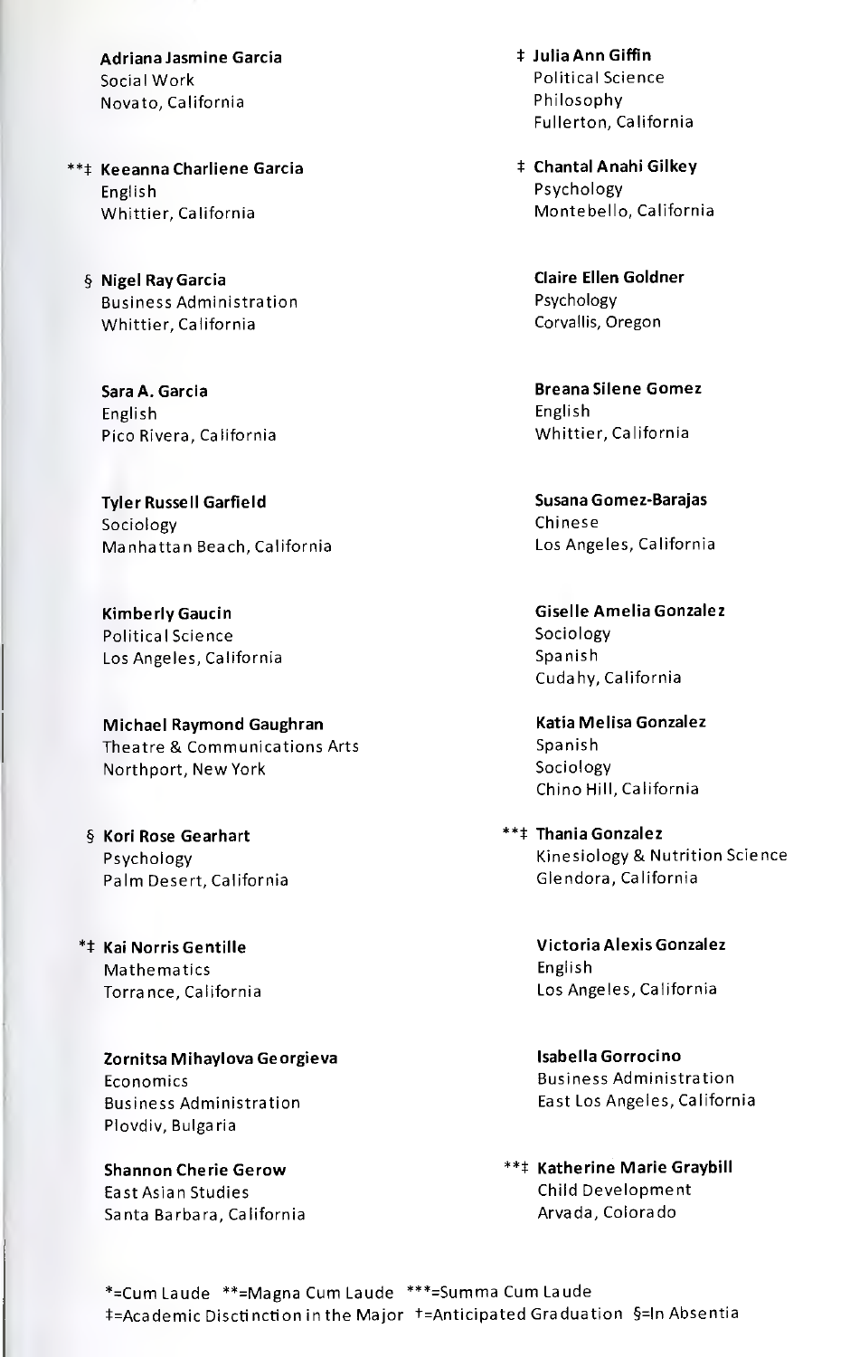**Adriana Jasmine Garcia**
Social Work
Novato, California

**‡ Keeanna Charliene Garcia** (marked **)
English
Whittier, California

§ **Nigel Ray Garcia**
Business Administration
Whittier, California

**Sara A. Garcia**
English
Pico Rivera, California

**Tyler Russell Garfield**
Sociology
Manhattan Beach, California

**Kimberly Gaucin**
Political Science
Los Angeles, California

**Michael Raymond Gaughran**
Theatre & Communications Arts
Northport, New York

§ **Kori Rose Gearhart**
Psychology
Palm Desert, California

*‡ **Kai Norris Gentille**
Mathematics
Torrance, California

**Zornitsa Mihaylova Georgieva**
Economics
Business Administration
Plovdiv, Bulgaria

**Shannon Cherie Gerow**
East Asian Studies
Santa Barbara, California

‡ **Julia Ann Giffin**
Political Science
Philosophy
Fullerton, California

‡ **Chantal Anahi Gilkey**
Psychology
Montebello, California

**Claire Ellen Goldner**
Psychology
Corvallis, Oregon

**Breana Silene Gomez**
English
Whittier, California

**Susana Gomez-Barajas**
Chinese
Los Angeles, California

**Giselle Amelia Gonzalez**
Sociology
Spanish
Cudahy, California

**Katia Melisa Gonzalez**
Spanish
Sociology
Chino Hill, California

**‡ **Thania Gonzalez**
Kinesiology & Nutrition Science
Glendora, California

**Victoria Alexis Gonzalez**
English
Los Angeles, California

**Isabella Gorrocino**
Business Administration
East Los Angeles, California

**‡ **Katherine Marie Graybill**
Child Development
Arvada, Colorado

*=Cum Laude **=Magna Cum Laude ***=Summa Cum Laude
‡=Academic Disctinction in the Major †=Anticipated Graduation §=In Absentia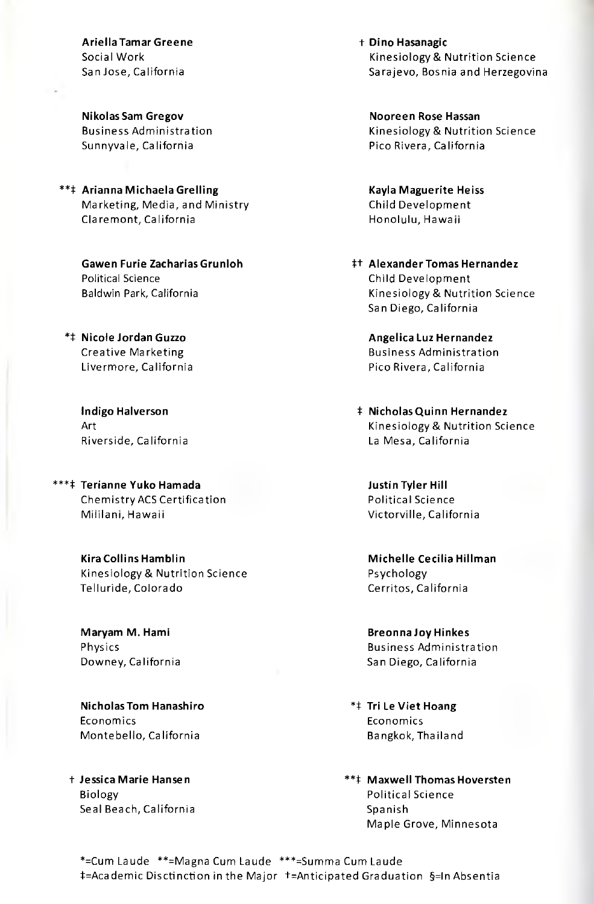**Ariella Tamar Greene**
Social Work
San Jose, California

**Nikolas Sam Gregov**
Business Administration
Sunnyvale, California

**‡ Arianna Michaela Grelling
Marketing, Media, and Ministry
Claremont, California

**Gawen Furie Zacharias Grunloh**
Political Science
Baldwin Park, California

*‡ **Nicole Jordan Guzzo**
Creative Marketing
Livermore, California

**Indigo Halverson**
Art
Riverside, California

***‡ **Terianne Yuko Hamada**
Chemistry ACS Certification
Mililani, Hawaii

**Kira Collins Hamblin**
Kinesiology & Nutrition Science
Telluride, Colorado

**Maryam M. Hami**
Physics
Downey, California

**Nicholas Tom Hanashiro**
Economics
Montebello, California

† **Jessica Marie Hansen**
Biology
Seal Beach, California

† **Dino Hasanagic**
Kinesiology & Nutrition Science
Sarajevo, Bosnia and Herzegovina

**Nooreen Rose Hassan**
Kinesiology & Nutrition Science
Pico Rivera, California

**Kayla Maguerite Heiss**
Child Development
Honolulu, Hawaii

‡† **Alexander Tomas Hernandez**
Child Development
Kinesiology & Nutrition Science
San Diego, California

**Angelica Luz Hernandez**
Business Administration
Pico Rivera, California

‡ **Nicholas Quinn Hernandez**
Kinesiology & Nutrition Science
La Mesa, California

**Justin Tyler Hill**
Political Science
Victorville, California

**Michelle Cecilia Hillman**
Psychology
Cerritos, California

**Breonna Joy Hinkes**
Business Administration
San Diego, California

*‡ **Tri Le Viet Hoang**
Economics
Bangkok, Thailand

**‡ **Maxwell Thomas Hoversten**
Political Science
Spanish
Maple Grove, Minnesota

*=Cum Laude **=Magna Cum Laude ***=Summa Cum Laude
‡=Academic Disctinction in the Major †=Anticipated Graduation §=In Absentia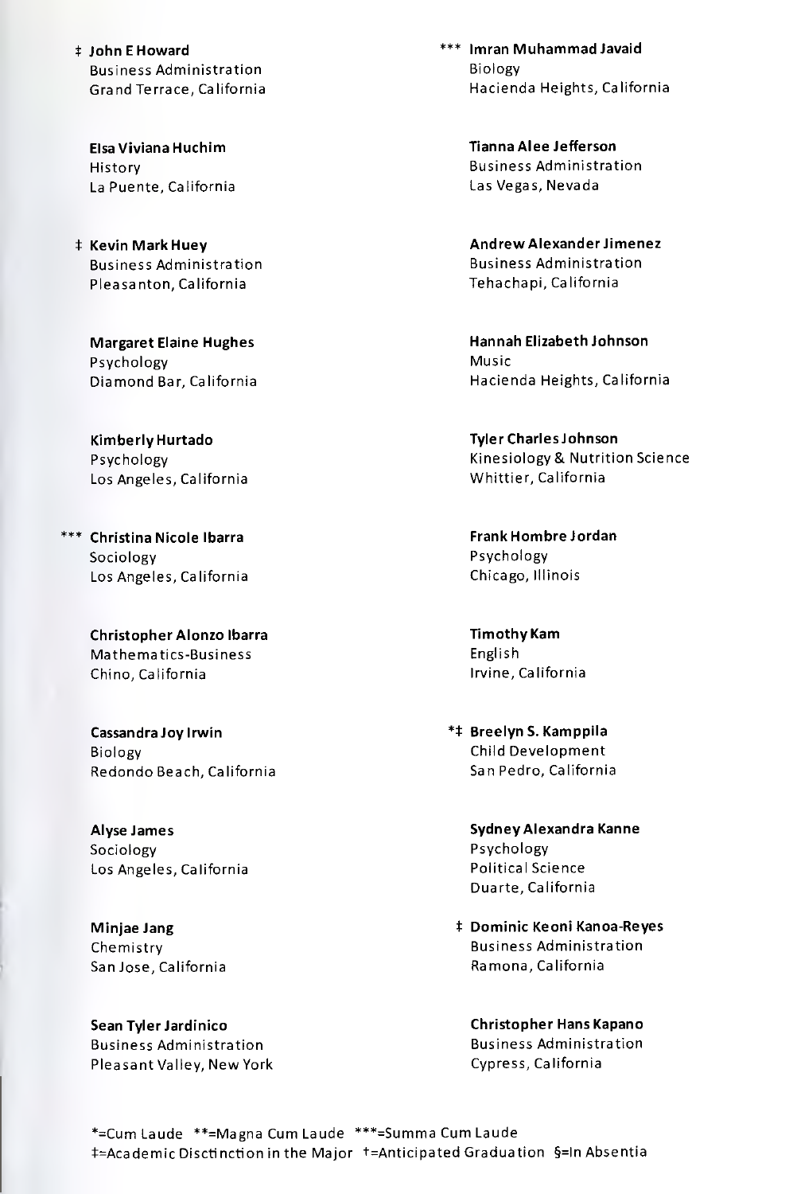‡ **John E Howard**
Business Administration
Grand Terrace, California

**Elsa Viviana Huchim**
History
La Puente, California

‡ **Kevin Mark Huey**
Business Administration
Pleasanton, California

**Margaret Elaine Hughes**
Psychology
Diamond Bar, California

**Kimberly Hurtado**
Psychology
Los Angeles, California

*** **Christina Nicole Ibarra**
Sociology
Los Angeles, California

**Christopher Alonzo Ibarra**
Mathematics-Business
Chino, California

**Cassandra Joy Irwin**
Biology
Redondo Beach, California

**Alyse James**
Sociology
Los Angeles, California

**Minjae Jang**
Chemistry
San Jose, California

**Sean Tyler Jardinico**
Business Administration
Pleasant Valley, New York

*** **Imran Muhammad Javaid**
Biology
Hacienda Heights, California

**Tianna Alee Jefferson**
Business Administration
Las Vegas, Nevada

**Andrew Alexander Jimenez**
Business Administration
Tehachapi, California

**Hannah Elizabeth Johnson**
Music
Hacienda Heights, California

**Tyler Charles Johnson**
Kinesiology & Nutrition Science
Whittier, California

**Frank Hombre Jordan**
Psychology
Chicago, Illinois

**Timothy Kam**
English
Irvine, California

*‡ **Breelyn S. Kamppila**
Child Development
San Pedro, California

**Sydney Alexandra Kanne**
Psychology
Political Science
Duarte, California

‡ **Dominic Keoni Kanoa-Reyes**
Business Administration
Ramona, California

**Christopher Hans Kapano**
Business Administration
Cypress, California

*=Cum Laude **=Magna Cum Laude ***=Summa Cum Laude
‡=Academic Disctinction in the Major †=Anticipated Graduation §=In Absentia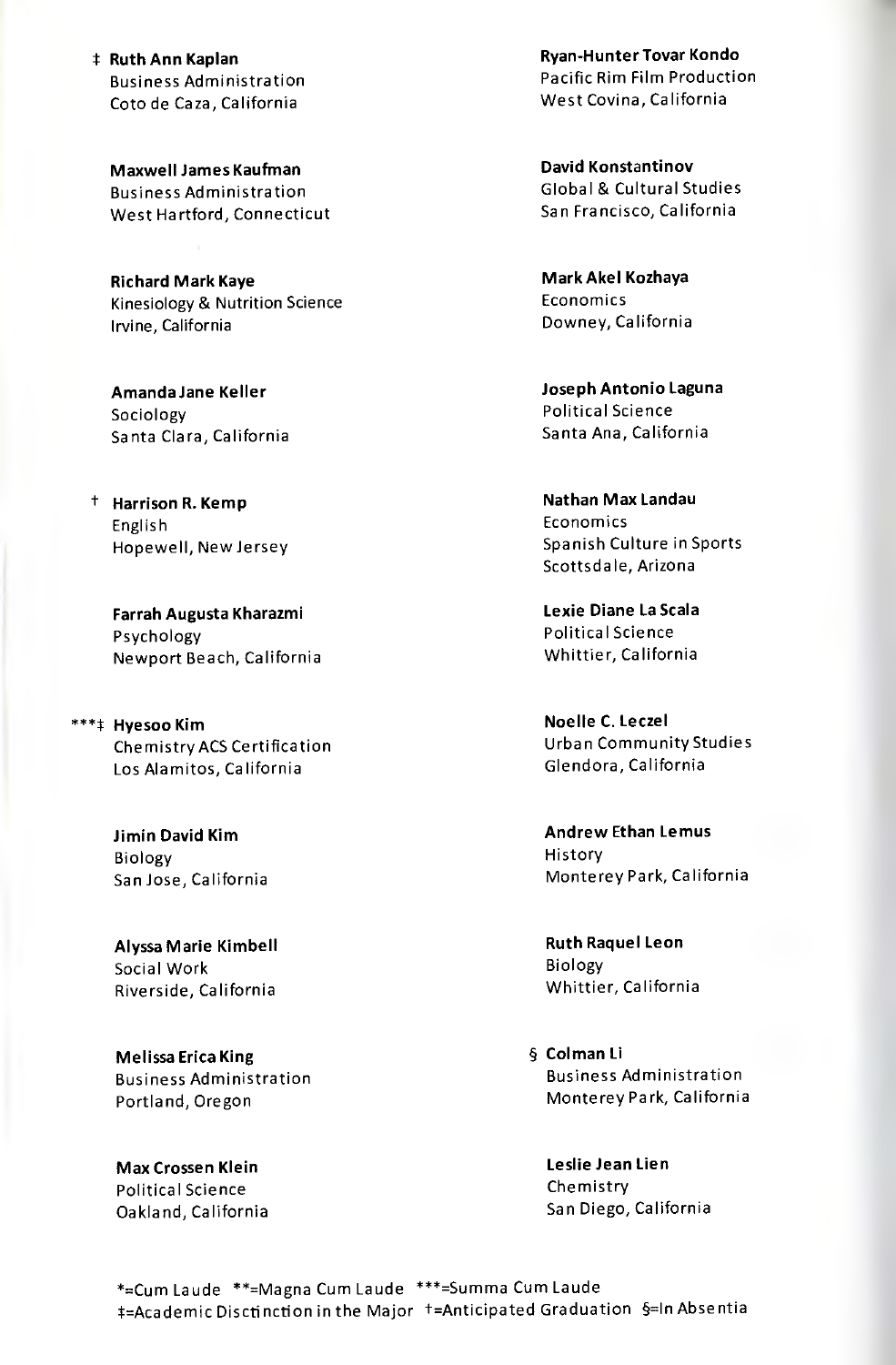‡ **Ruth Ann Kaplan**
Business Administration
Coto de Caza, California

**Maxwell James Kaufman**
Business Administration
West Hartford, Connecticut

**Richard Mark Kaye**
Kinesiology & Nutrition Science
Irvine, California

**Amanda Jane Keller**
Sociology
Santa Clara, California

† **Harrison R. Kemp**
English
Hopewell, New Jersey

**Farrah Augusta Kharazmi**
Psychology
Newport Beach, California

***‡ **Hyesoo Kim**
Chemistry ACS Certification
Los Alamitos, California

**Jimin David Kim**
Biology
San Jose, California

**Alyssa Marie Kimbell**
Social Work
Riverside, California

**Melissa Erica King**
Business Administration
Portland, Oregon

**Max Crossen Klein**
Political Science
Oakland, California

**Ryan-Hunter Tovar Kondo**
Pacific Rim Film Production
West Covina, California

**David Konstantinov**
Global & Cultural Studies
San Francisco, California

**Mark Akel Kozhaya**
Economics
Downey, California

**Joseph Antonio Laguna**
Political Science
Santa Ana, California

**Nathan Max Landau**
Economics
Spanish Culture in Sports
Scottsdale, Arizona

**Lexie Diane La Scala**
Political Science
Whittier, California

**Noelle C. Leczel**
Urban Community Studies
Glendora, California

**Andrew Ethan Lemus**
History
Monterey Park, California

**Ruth Raquel Leon**
Biology
Whittier, California

§ **Colman Li**
Business Administration
Monterey Park, California

**Leslie Jean Lien**
Chemistry
San Diego, California

*=Cum Laude **=Magna Cum Laude ***=Summa Cum Laude
‡=Academic Disctinction in the Major †=Anticipated Graduation §=In Absentia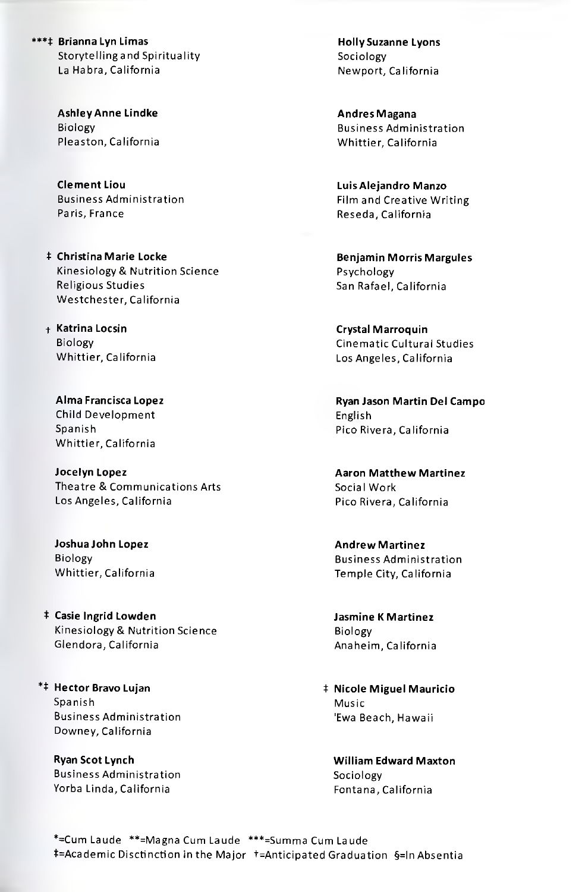***‡ **Brianna Lyn Limas**
Storytelling and Spirituality
La Habra, California

**Ashley Anne Lindke**
Biology
Pleaston, California

**Clement Liou**
Business Administration
Paris, France

‡ **Christina Marie Locke**
Kinesiology & Nutrition Science
Religious Studies
Westchester, California

† **Katrina Locsin**
Biology
Whittier, California

**Alma Francisca Lopez**
Child Development
Spanish
Whittier, California

**Jocelyn Lopez**
Theatre & Communications Arts
Los Angeles, California

**Joshua John Lopez**
Biology
Whittier, California

‡ **Casie Ingrid Lowden**
Kinesiology & Nutrition Science
Glendora, California

*‡ **Hector Bravo Lujan**
Spanish
Business Administration
Downey, California

**Ryan Scot Lynch**
Business Administration
Yorba Linda, California

**Holly Suzanne Lyons**
Sociology
Newport, California

**Andres Magana**
Business Administration
Whittier, California

**Luis Alejandro Manzo**
Film and Creative Writing
Reseda, California

**Benjamin Morris Margules**
Psychology
San Rafael, California

**Crystal Marroquin**
Cinematic Cultural Studies
Los Angeles, California

**Ryan Jason Martin Del Campo**
English
Pico Rivera, California

**Aaron Matthew Martinez**
Social Work
Pico Rivera, California

**Andrew Martinez**
Business Administration
Temple City, California

**Jasmine K Martinez**
Biology
Anaheim, California

‡ **Nicole Miguel Mauricio**
Music
'Ewa Beach, Hawaii

**William Edward Maxton**
Sociology
Fontana, California

*=Cum Laude **=Magna Cum Laude ***=Summa Cum Laude
‡=Academic Disctinction in the Major †=Anticipated Graduation §=In Absentia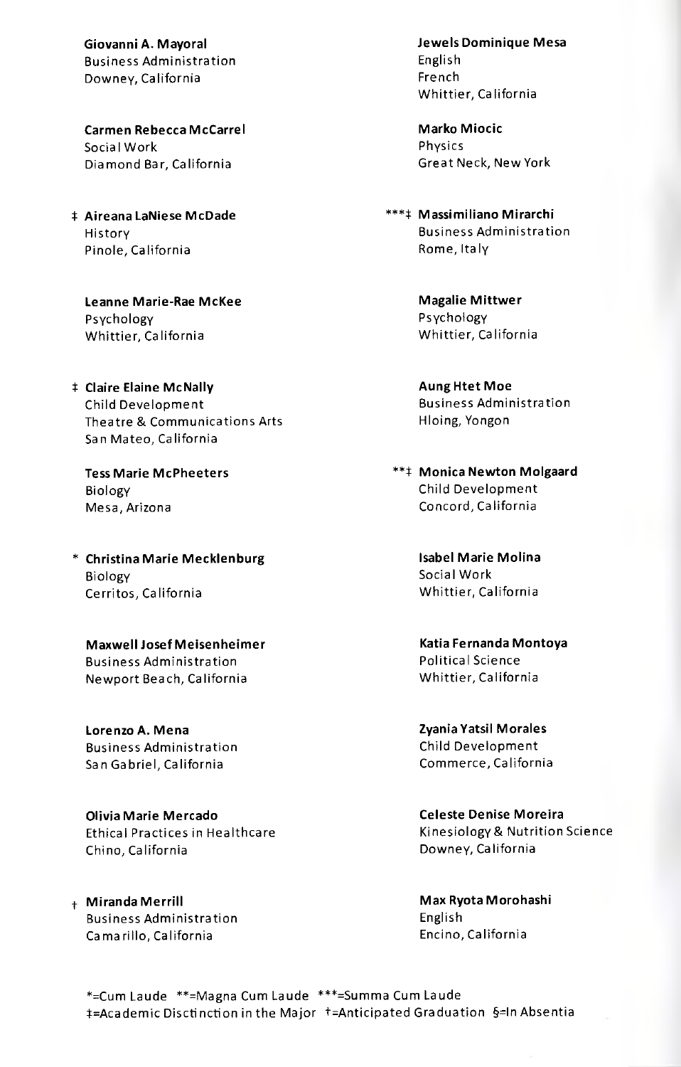**Giovanni A. Mayoral**
Business Administration
Downey, California

**Carmen Rebecca McCarrel**
Social Work
Diamond Bar, California

‡ **Aireana LaNiese McDade**
History
Pinole, California

**Leanne Marie-Rae McKee**
Psychology
Whittier, California

‡ **Claire Elaine McNally**
Child Development
Theatre & Communications Arts
San Mateo, California

**Tess Marie McPheeters**
Biology
Mesa, Arizona

* **Christina Marie Mecklenburg**
Biology
Cerritos, California

**Maxwell Josef Meisenheimer**
Business Administration
Newport Beach, California

**Lorenzo A. Mena**
Business Administration
San Gabriel, California

**Olivia Marie Mercado**
Ethical Practices in Healthcare
Chino, California

† **Miranda Merrill**
Business Administration
Camarillo, California

**Jewels Dominique Mesa**
English
French
Whittier, California

**Marko Miocic**
Physics
Great Neck, New York

***‡ **Massimiliano Mirarchi**
Business Administration
Rome, Italy

**Magalie Mittwer**
Psychology
Whittier, California

**Aung Htet Moe**
Business Administration
Hloing, Yongon

**‡ **Monica Newton Molgaard**
Child Development
Concord, California

**Isabel Marie Molina**
Social Work
Whittier, California

**Katia Fernanda Montoya**
Political Science
Whittier, California

**Zyania Yatsil Morales**
Child Development
Commerce, California

**Celeste Denise Moreira**
Kinesiology & Nutrition Science
Downey, California

**Max Ryota Morohashi**
English
Encino, California

*=Cum Laude **=Magna Cum Laude ***=Summa Cum Laude
‡=Academic Disctinction in the Major †=Anticipated Graduation §=In Absentia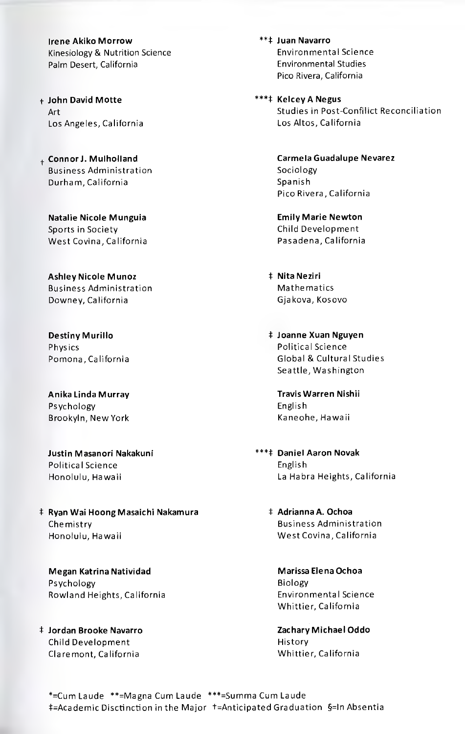**Irene Akiko Morrow**
Kinesiology & Nutrition Science
Palm Desert, California

† **John David Motte**
Art
Los Angeles, California

† **Connor J. Mulholland**
Business Administration
Durham, California

**Natalie Nicole Munguia**
Sports in Society
West Covina, California

**Ashley Nicole Munoz**
Business Administration
Downey, California

**Destiny Murillo**
Physics
Pomona, California

**Anika Linda Murray**
Psychology
Brookyln, New York

**Justin Masanori Nakakuni**
Political Science
Honolulu, Hawaii

‡ **Ryan Wai Hoong Masaichi Nakamura**
Chemistry
Honolulu, Hawaii

**Megan Katrina Natividad**
Psychology
Rowland Heights, California

‡ **Jordan Brooke Navarro**
Child Development
Claremont, California

**‡ **Juan Navarro**
Environmental Science
Environmental Studies
Pico Rivera, California

***‡ **Kelcey A Negus**
Studies in Post-Confilict Reconciliation
Los Altos, California

**Carmela Guadalupe Nevarez**
Sociology
Spanish
Pico Rivera, California

**Emily Marie Newton**
Child Development
Pasadena, California

‡ **Nita Neziri**
Mathematics
Gjakova, Kosovo

‡ **Joanne Xuan Nguyen**
Political Science
Global & Cultural Studies
Seattle, Washington

**Travis Warren Nishii**
English
Kaneohe, Hawaii

***‡ **Daniel Aaron Novak**
English
La Habra Heights, California

‡ **Adrianna A. Ochoa**
Business Administration
West Covina, California

**Marissa Elena Ochoa**
Biology
Environmental Science
Whittier, California

**Zachary Michael Oddo**
History
Whittier, California

*=Cum Laude **=Magna Cum Laude ***=Summa Cum Laude
‡=Academic Disctinction in the Major †=Anticipated Graduation §=In Absentia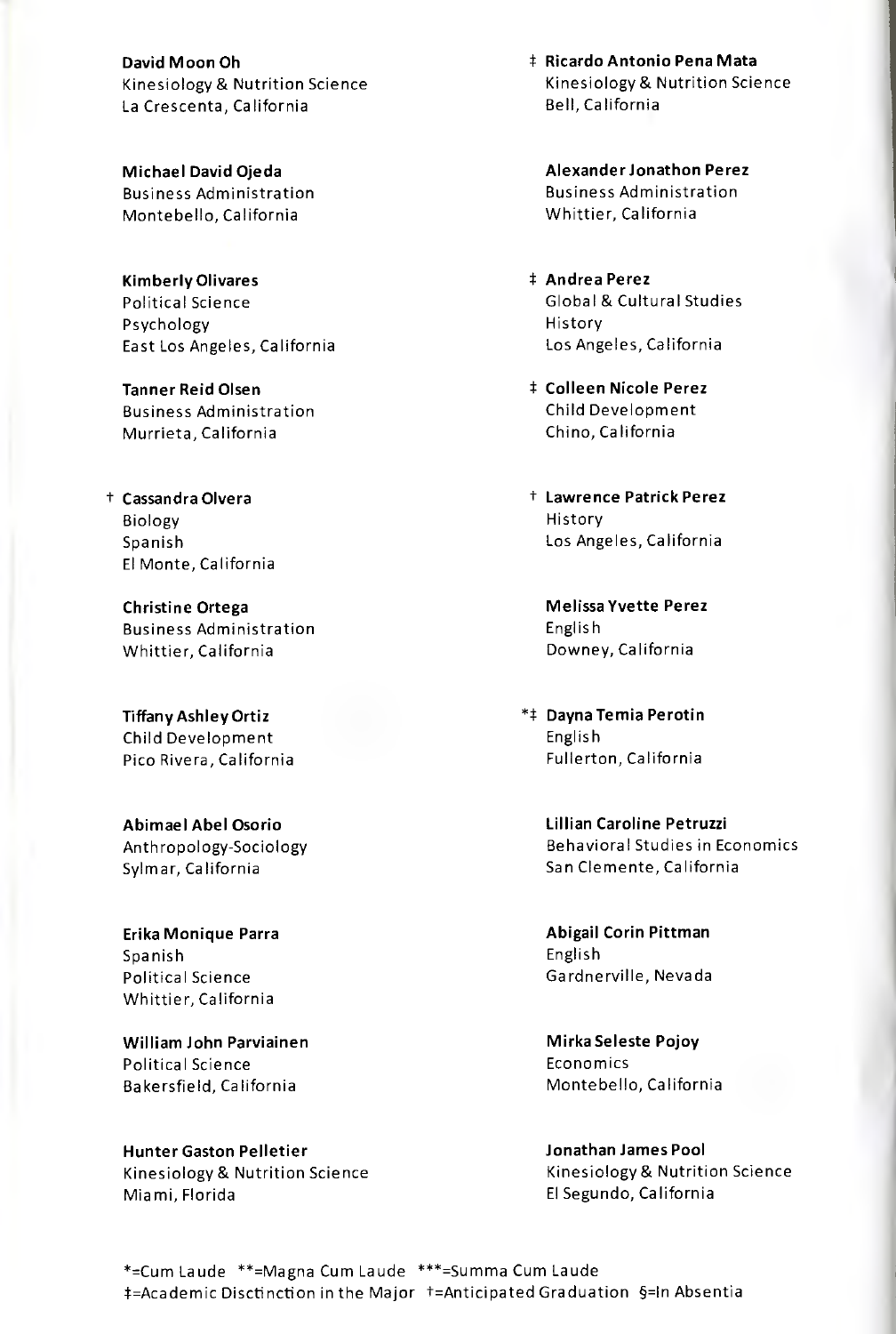**David Moon Oh**
Kinesiology & Nutrition Science
La Crescenta, California

**Michael David Ojeda**
Business Administration
Montebello, California

**Kimberly Olivares**
Political Science
Psychology
East Los Angeles, California

**Tanner Reid Olsen**
Business Administration
Murrieta, California

† **Cassandra Olvera**
Biology
Spanish
El Monte, California

**Christine Ortega**
Business Administration
Whittier, California

**Tiffany Ashley Ortiz**
Child Development
Pico Rivera, California

**Abimael Abel Osorio**
Anthropology-Sociology
Sylmar, California

**Erika Monique Parra**
Spanish
Political Science
Whittier, California

**William John Parviainen**
Political Science
Bakersfield, California

**Hunter Gaston Pelletier**
Kinesiology & Nutrition Science
Miami, Florida

‡ **Ricardo Antonio Pena Mata**
Kinesiology & Nutrition Science
Bell, California

**Alexander Jonathon Perez**
Business Administration
Whittier, California

‡ **Andrea Perez**
Global & Cultural Studies
History
Los Angeles, California

‡ **Colleen Nicole Perez**
Child Development
Chino, California

† **Lawrence Patrick Perez**
History
Los Angeles, California

**Melissa Yvette Perez**
English
Downey, California

*‡ **Dayna Temia Perotin**
English
Fullerton, California

**Lillian Caroline Petruzzi**
Behavioral Studies in Economics
San Clemente, California

**Abigail Corin Pittman**
English
Gardnerville, Nevada

**Mirka Seleste Pojoy**
Economics
Montebello, California

**Jonathan James Pool**
Kinesiology & Nutrition Science
El Segundo, California

*=Cum Laude **=Magna Cum Laude ***=Summa Cum Laude
‡=Academic Disctinction in the Major †=Anticipated Graduation §=In Absentia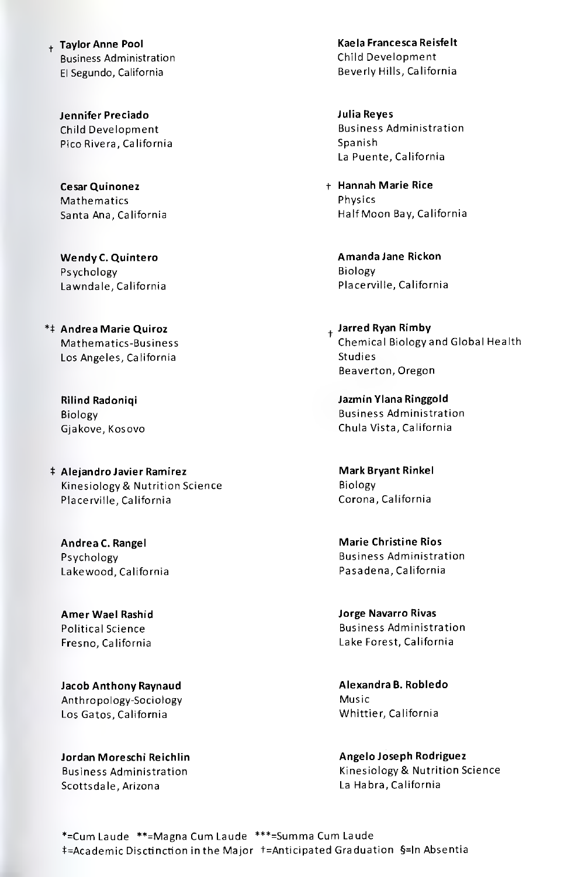† **Taylor Anne Pool**
Business Administration
El Segundo, California

**Jennifer Preciado**
Child Development
Pico Rivera, California

**Cesar Quinonez**
Mathematics
Santa Ana, California

**Wendy C. Quintero**
Psychology
Lawndale, California

*‡ **Andrea Marie Quiroz**
Mathematics-Business
Los Angeles, California

**Rilind Radoniqi**
Biology
Gjakove, Kosovo

‡ **Alejandro Javier Ramirez**
Kinesiology & Nutrition Science
Placerville, California

**Andrea C. Rangel**
Psychology
Lakewood, California

**Amer Wael Rashid**
Political Science
Fresno, California

**Jacob Anthony Raynaud**
Anthropology-Sociology
Los Gatos, California

**Jordan Moreschi Reichlin**
Business Administration
Scottsdale, Arizona

**Kaela Francesca Reisfelt**
Child Development
Beverly Hills, California

**Julia Reyes**
Business Administration
Spanish
La Puente, California

† **Hannah Marie Rice**
Physics
Half Moon Bay, California

**Amanda Jane Rickon**
Biology
Placerville, California

† **Jarred Ryan Rimby**
Chemical Biology and Global Health Studies
Beaverton, Oregon

**Jazmin Ylana Ringgold**
Business Administration
Chula Vista, California

**Mark Bryant Rinkel**
Biology
Corona, California

**Marie Christine Rios**
Business Administration
Pasadena, California

**Jorge Navarro Rivas**
Business Administration
Lake Forest, California

**Alexandra B. Robledo**
Music
Whittier, California

**Angelo Joseph Rodriguez**
Kinesiology & Nutrition Science
La Habra, California

*=Cum Laude **=Magna Cum Laude ***=Summa Cum Laude
‡=Academic Disctinction in the Major †=Anticipated Graduation §=In Absentia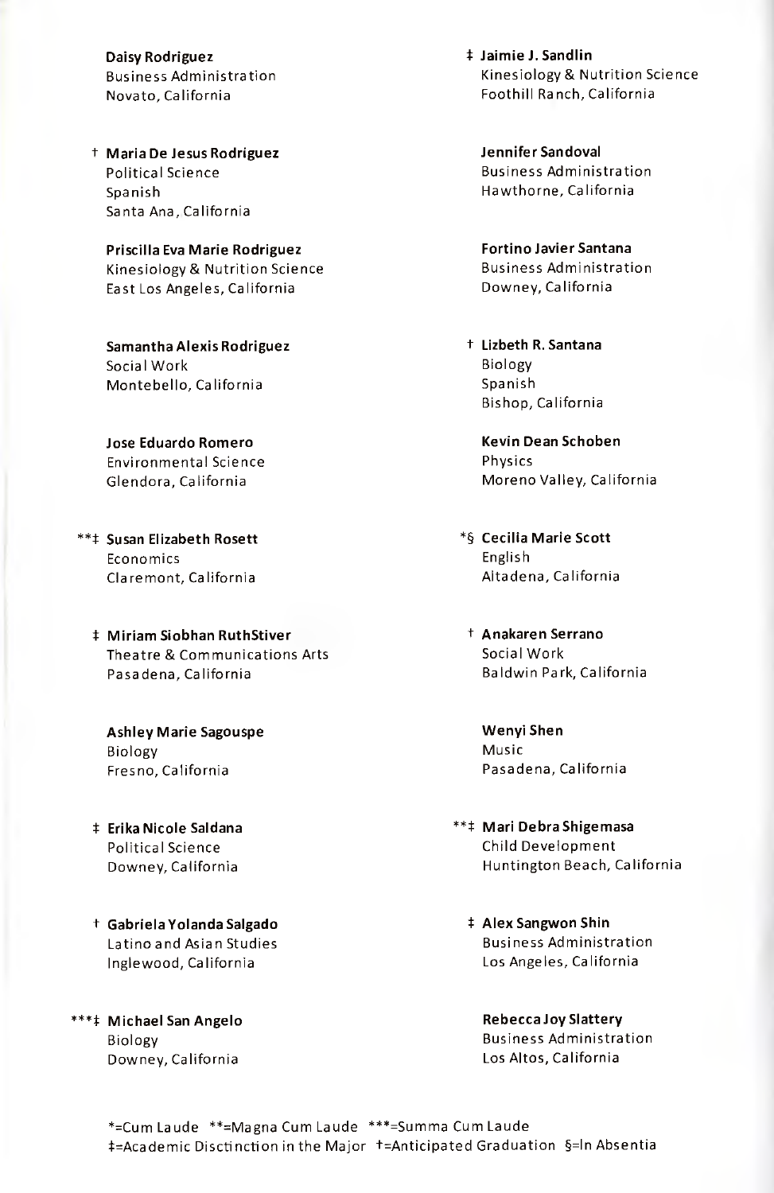**Daisy Rodriguez**
Business Administration
Novato, California

† **Maria De Jesus Rodriguez**
Political Science
Spanish
Santa Ana, California

**Priscilla Eva Marie Rodriguez**
Kinesiology & Nutrition Science
East Los Angeles, California

**Samantha Alexis Rodriguez**
Social Work
Montebello, California

**Jose Eduardo Romero**
Environmental Science
Glendora, California

**‡ **Susan Elizabeth Rosett**
Economics
Claremont, California

‡ **Miriam Siobhan RuthStiver**
Theatre & Communications Arts
Pasadena, California

**Ashley Marie Sagouspe**
Biology
Fresno, California

‡ **Erika Nicole Saldana**
Political Science
Downey, California

† **Gabriela Yolanda Salgado**
Latino and Asian Studies
Inglewood, California

***‡ **Michael San Angelo**
Biology
Downey, California

‡ **Jaimie J. Sandlin**
Kinesiology & Nutrition Science
Foothill Ranch, California

**Jennifer Sandoval**
Business Administration
Hawthorne, California

**Fortino Javier Santana**
Business Administration
Downey, California

† **Lizbeth R. Santana**
Biology
Spanish
Bishop, California

**Kevin Dean Schoben**
Physics
Moreno Valley, California

*§ **Cecilia Marie Scott**
English
Altadena, California

† **Anakaren Serrano**
Social Work
Baldwin Park, California

**Wenyi Shen**
Music
Pasadena, California

**‡ **Mari Debra Shigemasa**
Child Development
Huntington Beach, California

‡ **Alex Sangwon Shin**
Business Administration
Los Angeles, California

**Rebecca Joy Slattery**
Business Administration
Los Altos, California

*=Cum Laude **=Magna Cum Laude ***=Summa Cum Laude
‡=Academic Disctinction in the Major †=Anticipated Graduation §=In Absentia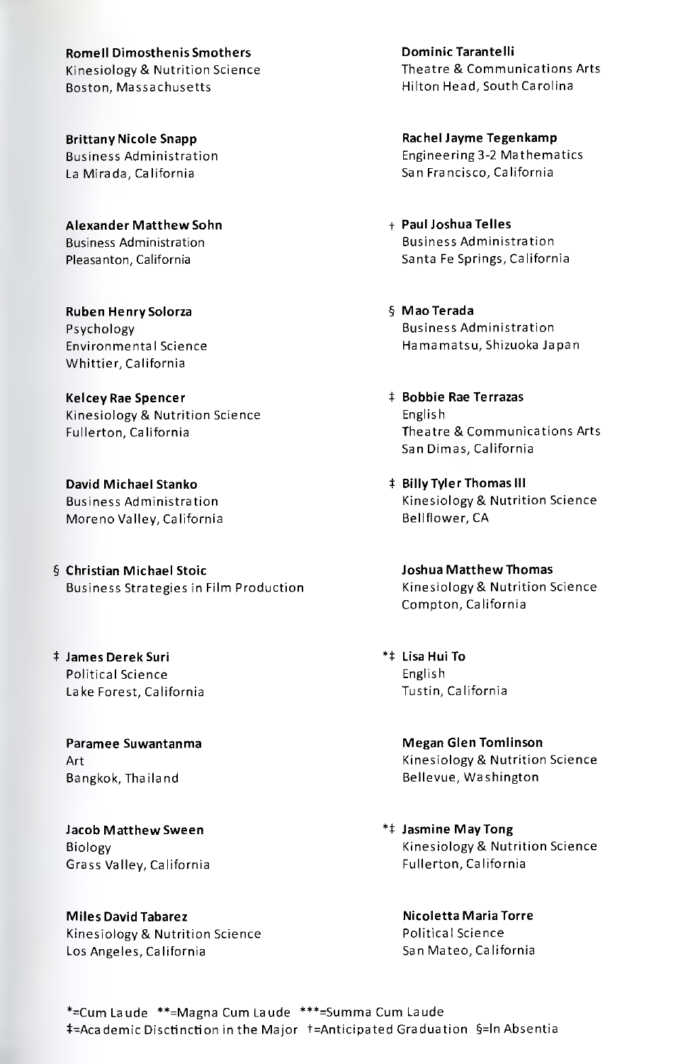**Romell Dimosthenis Smothers**
Kinesiology & Nutrition Science
Boston, Massachusetts

**Brittany Nicole Snapp**
Business Administration
La Mirada, California

**Alexander Matthew Sohn**
Business Administration
Pleasanton, California

**Ruben Henry Solorza**
Psychology
Environmental Science
Whittier, California

**Kelcey Rae Spencer**
Kinesiology & Nutrition Science
Fullerton, California

**David Michael Stanko**
Business Administration
Moreno Valley, California

§ **Christian Michael Stoic**
Business Strategies in Film Production

‡ **James Derek Suri**
Political Science
Lake Forest, California

**Paramee Suwantanma**
Art
Bangkok, Thailand

**Jacob Matthew Sween**
Biology
Grass Valley, California

**Miles David Tabarez**
Kinesiology & Nutrition Science
Los Angeles, California

**Dominic Tarantelli**
Theatre & Communications Arts
Hilton Head, South Carolina

**Rachel Jayme Tegenkamp**
Engineering 3-2 Mathematics
San Francisco, California

† **Paul Joshua Telles**
Business Administration
Santa Fe Springs, California

§ **Mao Terada**
Business Administration
Hamamatsu, Shizuoka Japan

‡ **Bobbie Rae Terrazas**
English
Theatre & Communications Arts
San Dimas, California

‡ **Billy Tyler Thomas III**
Kinesiology & Nutrition Science
Bellflower, CA

**Joshua Matthew Thomas**
Kinesiology & Nutrition Science
Compton, California

*‡ **Lisa Hui To**
English
Tustin, California

**Megan Glen Tomlinson**
Kinesiology & Nutrition Science
Bellevue, Washington

*‡ **Jasmine May Tong**
Kinesiology & Nutrition Science
Fullerton, California

**Nicoletta Maria Torre**
Political Science
San Mateo, California

*=Cum Laude **=Magna Cum Laude ***=Summa Cum Laude
‡=Academic Disctinction in the Major †=Anticipated Graduation §=In Absentia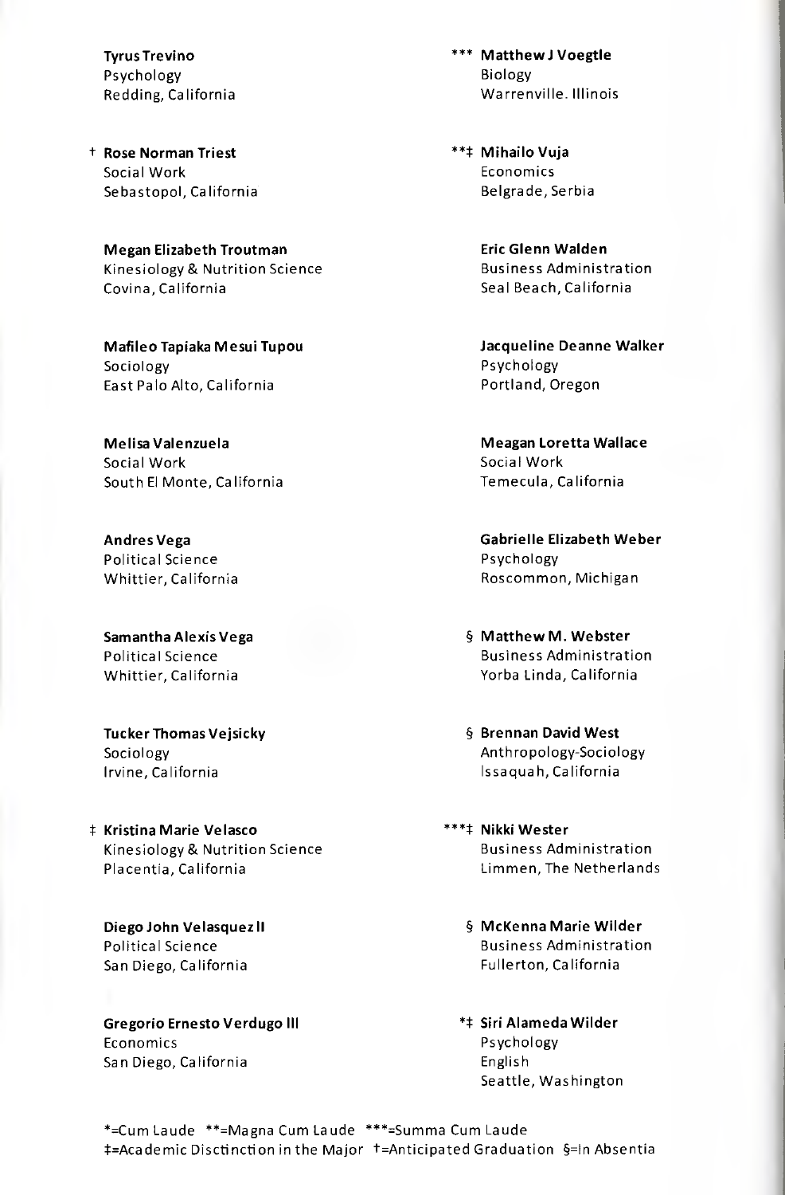**Tyrus Trevino**
Psychology
Redding, California

† **Rose Norman Triest**
Social Work
Sebastopol, California

**Megan Elizabeth Troutman**
Kinesiology & Nutrition Science
Covina, California

**Mafileo Tapiaka Mesui Tupou**
Sociology
East Palo Alto, California

**Melisa Valenzuela**
Social Work
South El Monte, California

**Andres Vega**
Political Science
Whittier, California

**Samantha Alexis Vega**
Political Science
Whittier, California

**Tucker Thomas Vejsicky**
Sociology
Irvine, California

‡ **Kristina Marie Velasco**
Kinesiology & Nutrition Science
Placentia, California

**Diego John Velasquez II**
Political Science
San Diego, California

**Gregorio Ernesto Verdugo III**
Economics
San Diego, California

*** **Matthew J Voegtle**
Biology
Warrenville. Illinois

**‡ **Mihailo Vuja**
Economics
Belgrade, Serbia

**Eric Glenn Walden**
Business Administration
Seal Beach, California

**Jacqueline Deanne Walker**
Psychology
Portland, Oregon

**Meagan Loretta Wallace**
Social Work
Temecula, California

**Gabrielle Elizabeth Weber**
Psychology
Roscommon, Michigan

§ **Matthew M. Webster**
Business Administration
Yorba Linda, California

§ **Brennan David West**
Anthropology-Sociology
Issaquah, California

***‡ **Nikki Wester**
Business Administration
Limmen, The Netherlands

§ **McKenna Marie Wilder**
Business Administration
Fullerton, California

*‡ **Siri Alameda Wilder**
Psychology
English
Seattle, Washington

*=Cum Laude **=Magna Cum Laude ***=Summa Cum Laude
‡=Academic Disctinction in the Major †=Anticipated Graduation §=In Absentia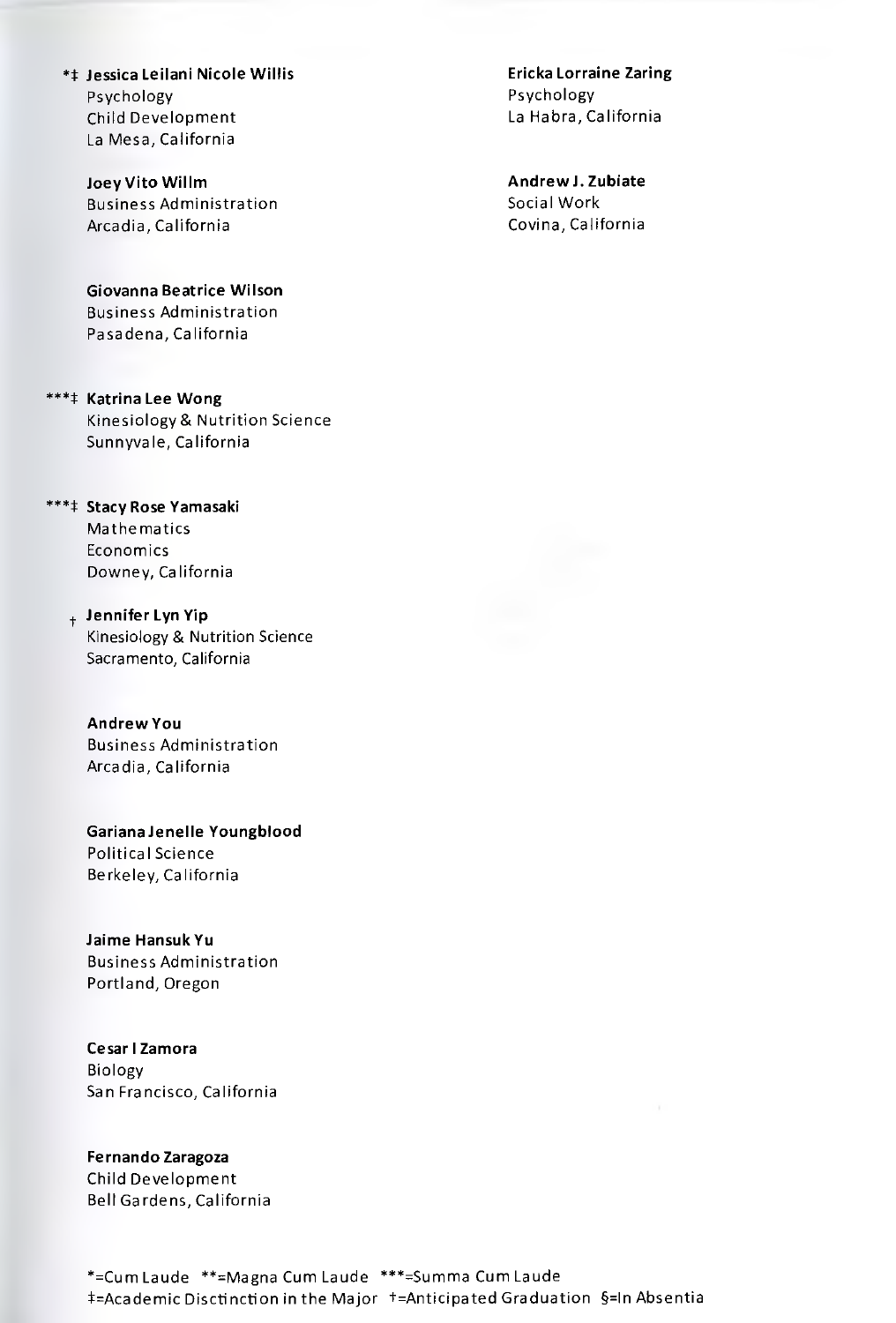*‡ **Jessica Leilani Nicole Willis**
Psychology
Child Development
La Mesa, California

**Joey Vito Willm**
Business Administration
Arcadia, California

**Giovanna Beatrice Wilson**
Business Administration
Pasadena, California

***‡ **Katrina Lee Wong**
Kinesiology & Nutrition Science
Sunnyvale, California

***‡ **Stacy Rose Yamasaki**
Mathematics
Economics
Downey, California

† **Jennifer Lyn Yip**
Kinesiology & Nutrition Science
Sacramento, California

**Andrew You**
Business Administration
Arcadia, California

**Gariana Jenelle Youngblood**
Political Science
Berkeley, California

**Jaime Hansuk Yu**
Business Administration
Portland, Oregon

**Cesar I Zamora**
Biology
San Francisco, California

**Fernando Zaragoza**
Child Development
Bell Gardens, California

**Ericka Lorraine Zaring**
Psychology
La Habra, California

**Andrew J. Zubiate**
Social Work
Covina, California

*=Cum Laude **=Magna Cum Laude ***=Summa Cum Laude
‡=Academic Disctinction in the Major †=Anticipated Graduation §=In Absentia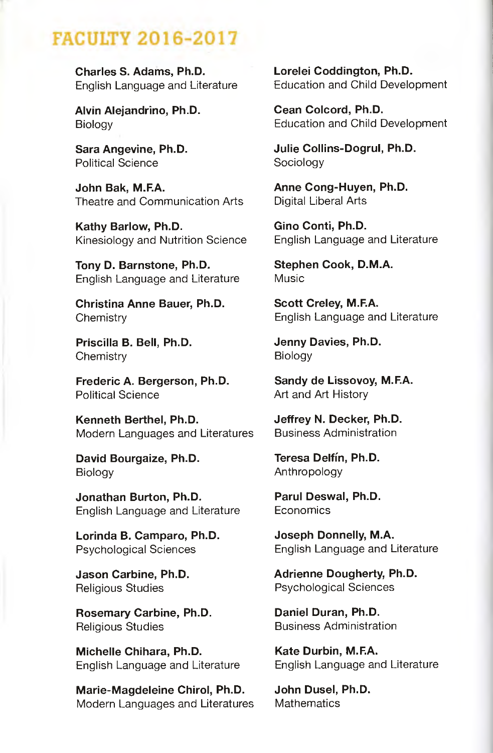# FACULTY 2016-2017

**Charles S. Adams, Ph.D.**
English Language and Literature

**Alvin Alejandrino, Ph.D.**
Biology

**Sara Angevine, Ph.D.**
Political Science

**John Bak, M.F.A.**
Theatre and Communication Arts

**Kathy Barlow, Ph.D.**
Kinesiology and Nutrition Science

**Tony D. Barnstone, Ph.D.**
English Language and Literature

**Christina Anne Bauer, Ph.D.**
Chemistry

**Priscilla B. Bell, Ph.D.**
Chemistry

**Frederic A. Bergerson, Ph.D.**
Political Science

**Kenneth Berthel, Ph.D.**
Modern Languages and Literatures

**David Bourgaize, Ph.D.**
Biology

**Jonathan Burton, Ph.D.**
English Language and Literature

**Lorinda B. Camparo, Ph.D.**
Psychological Sciences

**Jason Carbine, Ph.D.**
Religious Studies

**Rosemary Carbine, Ph.D.**
Religious Studies

**Michelle Chihara, Ph.D.**
English Language and Literature

**Marie-Magdeleine Chirol, Ph.D.**
Modern Languages and Literatures

**Lorelei Coddington, Ph.D.**
Education and Child Development

**Cean Colcord, Ph.D.**
Education and Child Development

**Julie Collins-Dogrul, Ph.D.**
Sociology

**Anne Cong-Huyen, Ph.D.**
Digital Liberal Arts

**Gino Conti, Ph.D.**
English Language and Literature

**Stephen Cook, D.M.A.**
Music

**Scott Creley, M.F.A.**
English Language and Literature

**Jenny Davies, Ph.D.**
Biology

**Sandy de Lissovoy, M.F.A.**
Art and Art History

**Jeffrey N. Decker, Ph.D.**
Business Administration

**Teresa Delfín, Ph.D.**
Anthropology

**Parul Deswal, Ph.D.**
Economics

**Joseph Donnelly, M.A.**
English Language and Literature

**Adrienne Dougherty, Ph.D.**
Psychological Sciences

**Daniel Duran, Ph.D.**
Business Administration

**Kate Durbin, M.F.A.**
English Language and Literature

**John Dusel, Ph.D.**
Mathematics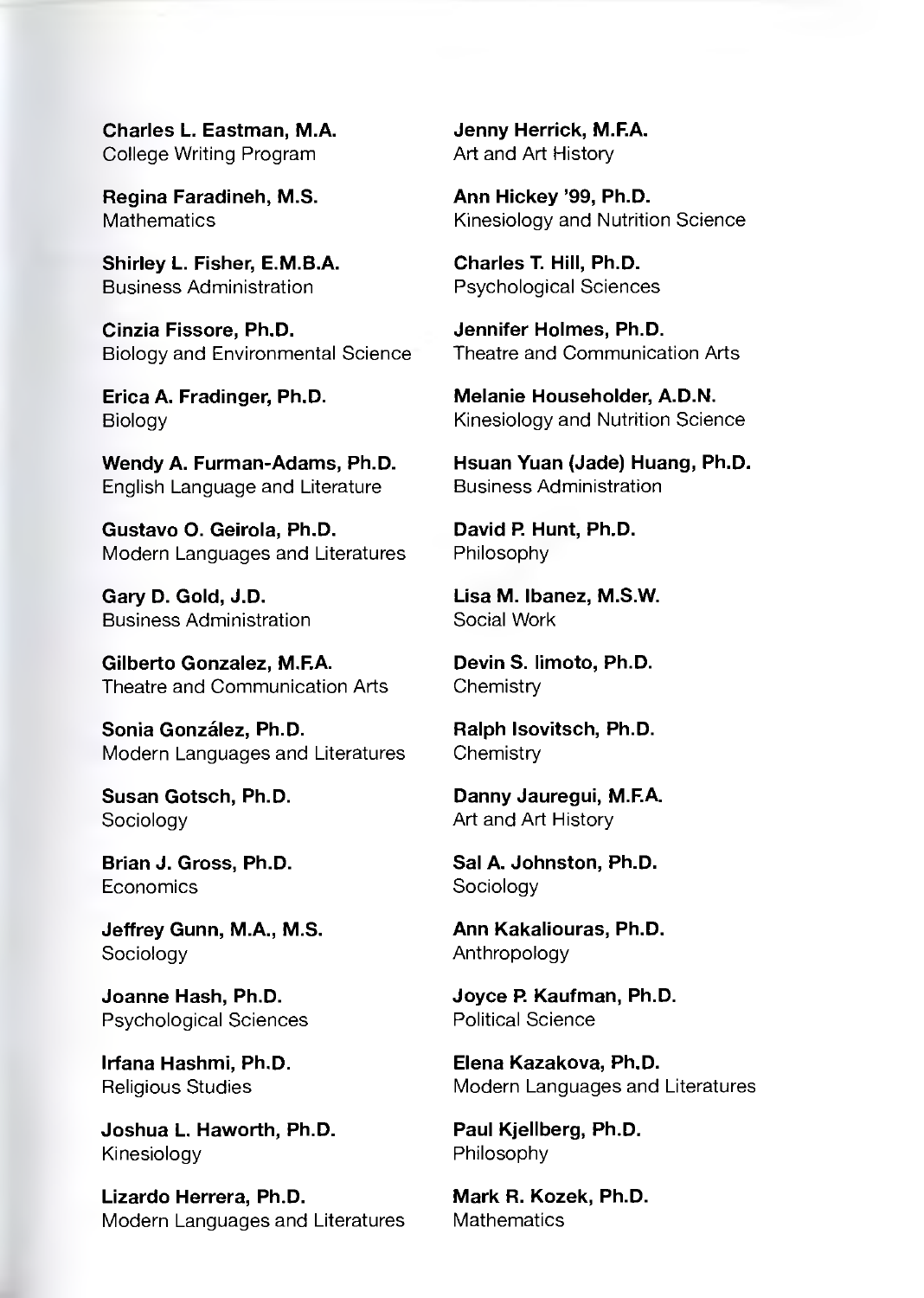**Charles L. Eastman, M.A.**
College Writing Program

**Regina Faradineh, M.S.**
Mathematics

**Shirley L. Fisher, E.M.B.A.**
Business Administration

**Cinzia Fissore, Ph.D.**
Biology and Environmental Science

**Erica A. Fradinger, Ph.D.**
Biology

**Wendy A. Furman-Adams, Ph.D.**
English Language and Literature

**Gustavo O. Geirola, Ph.D.**
Modern Languages and Literatures

**Gary D. Gold, J.D.**
Business Administration

**Gilberto Gonzalez, M.F.A.**
Theatre and Communication Arts

**Sonia González, Ph.D.**
Modern Languages and Literatures

**Susan Gotsch, Ph.D.**
Sociology

**Brian J. Gross, Ph.D.**
Economics

**Jeffrey Gunn, M.A., M.S.**
Sociology

**Joanne Hash, Ph.D.**
Psychological Sciences

**Irfana Hashmi, Ph.D.**
Religious Studies

**Joshua L. Haworth, Ph.D.**
Kinesiology

**Lizardo Herrera, Ph.D.**
Modern Languages and Literatures

**Jenny Herrick, M.F.A.**
Art and Art History

**Ann Hickey '99, Ph.D.**
Kinesiology and Nutrition Science

**Charles T. Hill, Ph.D.**
Psychological Sciences

**Jennifer Holmes, Ph.D.**
Theatre and Communication Arts

**Melanie Householder, A.D.N.**
Kinesiology and Nutrition Science

**Hsuan Yuan (Jade) Huang, Ph.D.**
Business Administration

**David P. Hunt, Ph.D.**
Philosophy

**Lisa M. Ibanez, M.S.W.**
Social Work

**Devin S. Iimoto, Ph.D.**
Chemistry

**Ralph Isovitsch, Ph.D.**
Chemistry

**Danny Jauregui, M.F.A.**
Art and Art History

**Sal A. Johnston, Ph.D.**
Sociology

**Ann Kakaliouras, Ph.D.**
Anthropology

**Joyce P. Kaufman, Ph.D.**
Political Science

**Elena Kazakova, Ph.D.**
Modern Languages and Literatures

**Paul Kjellberg, Ph.D.**
Philosophy

**Mark R. Kozek, Ph.D.**
Mathematics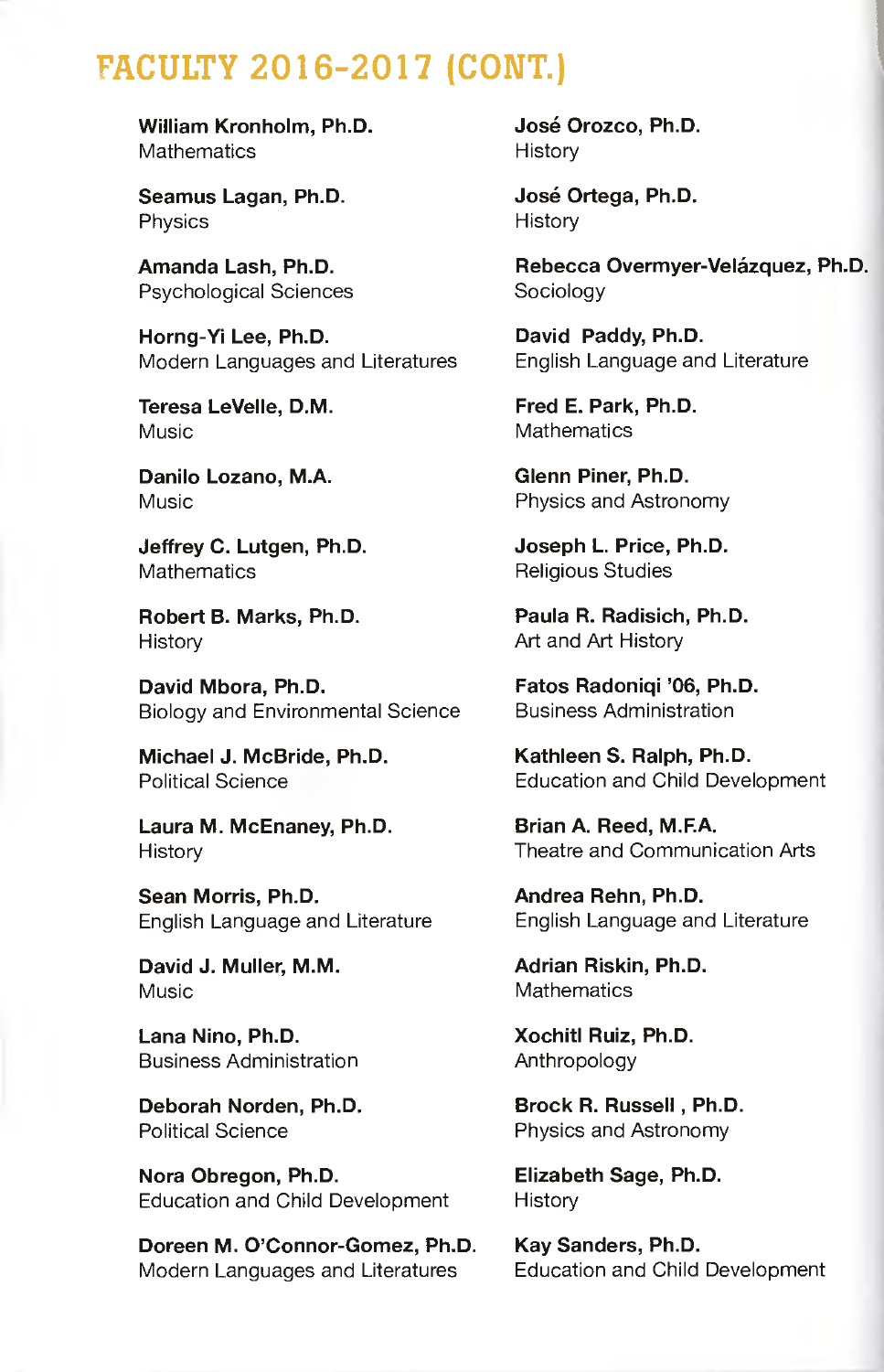# FACULTY 2016-2017 (CONT.)

**William Kronholm, Ph.D.**
Mathematics

**Seamus Lagan, Ph.D.**
Physics

**Amanda Lash, Ph.D.**
Psychological Sciences

**Horng-Yi Lee, Ph.D.**
Modern Languages and Literatures

**Teresa LeVelle, D.M.**
Music

**Danilo Lozano, M.A.**
Music

**Jeffrey C. Lutgen, Ph.D.**
Mathematics

**Robert B. Marks, Ph.D.**
History

**David Mbora, Ph.D.**
Biology and Environmental Science

**Michael J. McBride, Ph.D.**
Political Science

**Laura M. McEnaney, Ph.D.**
History

**Sean Morris, Ph.D.**
English Language and Literature

**David J. Muller, M.M.**
Music

**Lana Nino, Ph.D.**
Business Administration

**Deborah Norden, Ph.D.**
Political Science

**Nora Obregon, Ph.D.**
Education and Child Development

**Doreen M. O'Connor-Gomez, Ph.D.**
Modern Languages and Literatures

**José Orozco, Ph.D.**
History

**José Ortega, Ph.D.**
History

**Rebecca Overmyer-Velázquez, Ph.D.**
Sociology

**David Paddy, Ph.D.**
English Language and Literature

**Fred E. Park, Ph.D.**
Mathematics

**Glenn Piner, Ph.D.**
Physics and Astronomy

**Joseph L. Price, Ph.D.**
Religious Studies

**Paula R. Radisich, Ph.D.**
Art and Art History

**Fatos Radoniqi '06, Ph.D.**
Business Administration

**Kathleen S. Ralph, Ph.D.**
Education and Child Development

**Brian A. Reed, M.F.A.**
Theatre and Communication Arts

**Andrea Rehn, Ph.D.**
English Language and Literature

**Adrian Riskin, Ph.D.**
Mathematics

**Xochitl Ruiz, Ph.D.**
Anthropology

**Brock R. Russell , Ph.D.**
Physics and Astronomy

**Elizabeth Sage, Ph.D.**
History

**Kay Sanders, Ph.D.**
Education and Child Development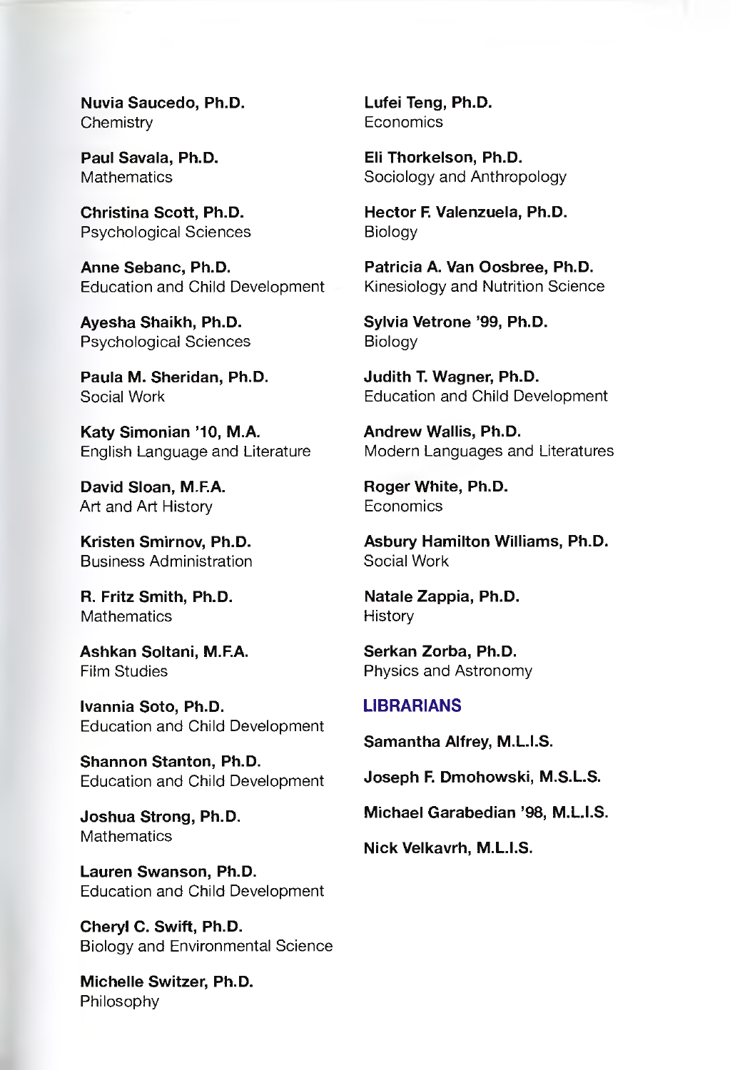**Nuvia Saucedo, Ph.D.**
Chemistry

**Paul Savala, Ph.D.**
Mathematics

**Christina Scott, Ph.D.**
Psychological Sciences

**Anne Sebanc, Ph.D.**
Education and Child Development

**Ayesha Shaikh, Ph.D.**
Psychological Sciences

**Paula M. Sheridan, Ph.D.**
Social Work

**Katy Simonian '10, M.A.**
English Language and Literature

**David Sloan, M.F.A.**
Art and Art History

**Kristen Smirnov, Ph.D.**
Business Administration

**R. Fritz Smith, Ph.D.**
Mathematics

**Ashkan Soltani, M.F.A.**
Film Studies

**Ivannia Soto, Ph.D.**
Education and Child Development

**Shannon Stanton, Ph.D.**
Education and Child Development

**Joshua Strong, Ph.D.**
Mathematics

**Lauren Swanson, Ph.D.**
Education and Child Development

**Cheryl C. Swift, Ph.D.**
Biology and Environmental Science

**Michelle Switzer, Ph.D.**
Philosophy

**Lufei Teng, Ph.D.**
Economics

**Eli Thorkelson, Ph.D.**
Sociology and Anthropology

**Hector F. Valenzuela, Ph.D.**
Biology

**Patricia A. Van Oosbree, Ph.D.**
Kinesiology and Nutrition Science

**Sylvia Vetrone '99, Ph.D.**
Biology

**Judith T. Wagner, Ph.D.**
Education and Child Development

**Andrew Wallis, Ph.D.**
Modern Languages and Literatures

**Roger White, Ph.D.**
Economics

**Asbury Hamilton Williams, Ph.D.**
Social Work

**Natale Zappia, Ph.D.**
History

**Serkan Zorba, Ph.D.**
Physics and Astronomy

## LIBRARIANS

**Samantha Alfrey, M.L.I.S.**

**Joseph F. Dmohowski, M.S.L.S.**

**Michael Garabedian '98, M.L.I.S.**

**Nick Velkavrh, M.L.I.S.**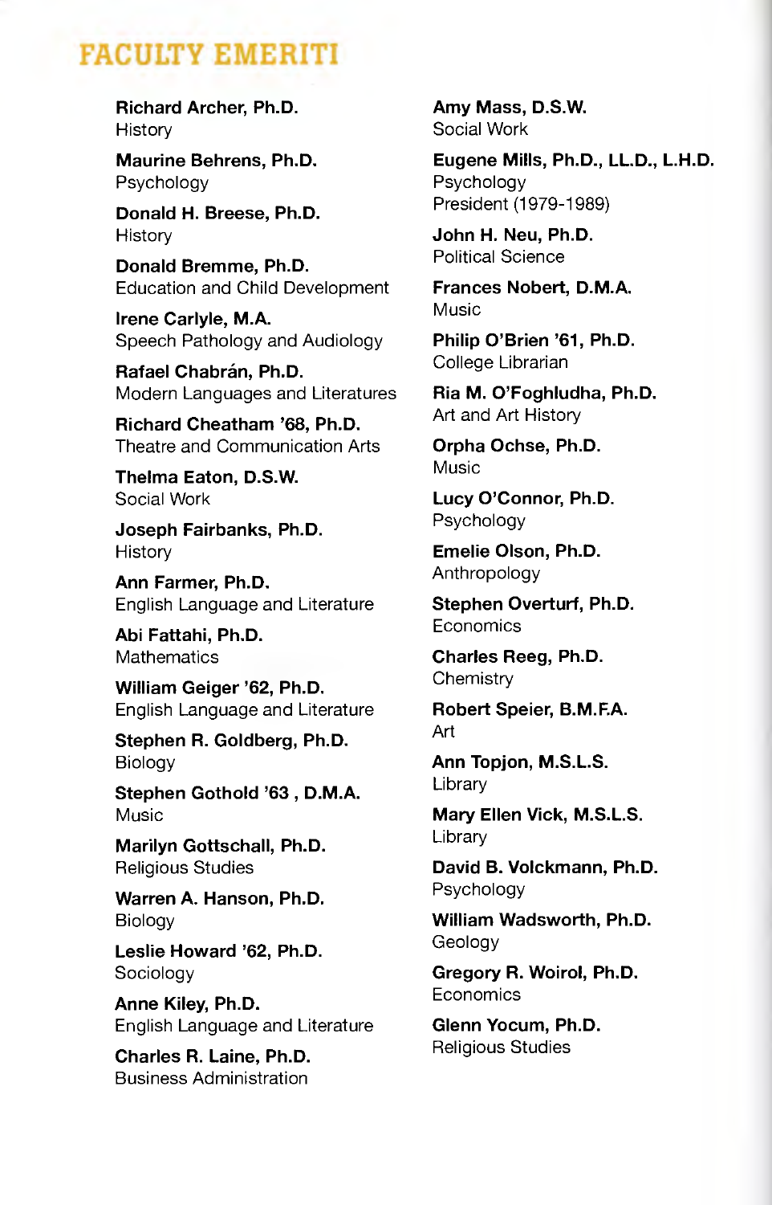# FACULTY EMERITI

**Richard Archer, Ph.D.**
History

**Maurine Behrens, Ph.D.**
Psychology

**Donald H. Breese, Ph.D.**
History

**Donald Bremme, Ph.D.**
Education and Child Development

**Irene Carlyle, M.A.**
Speech Pathology and Audiology

**Rafael Chabrán, Ph.D.**
Modern Languages and Literatures

**Richard Cheatham '68, Ph.D.**
Theatre and Communication Arts

**Thelma Eaton, D.S.W.**
Social Work

**Joseph Fairbanks, Ph.D.**
History

**Ann Farmer, Ph.D.**
English Language and Literature

**Abi Fattahi, Ph.D.**
Mathematics

**William Geiger '62, Ph.D.**
English Language and Literature

**Stephen R. Goldberg, Ph.D.**
Biology

**Stephen Gothold '63 , D.M.A.**
Music

**Marilyn Gottschall, Ph.D.**
Religious Studies

**Warren A. Hanson, Ph.D.**
Biology

**Leslie Howard '62, Ph.D.**
Sociology

**Anne Kiley, Ph.D.**
English Language and Literature

**Charles R. Laine, Ph.D.**
Business Administration

**Amy Mass, D.S.W.**
Social Work

**Eugene Mills, Ph.D., LL.D., L.H.D.**
Psychology
President (1979-1989)

**John H. Neu, Ph.D.**
Political Science

**Frances Nobert, D.M.A.**
Music

**Philip O'Brien '61, Ph.D.**
College Librarian

**Ria M. O'Foghludha, Ph.D.**
Art and Art History

**Orpha Ochse, Ph.D.**
Music

**Lucy O'Connor, Ph.D.**
Psychology

**Emelie Olson, Ph.D.**
Anthropology

**Stephen Overturf, Ph.D.**
Economics

**Charles Reeg, Ph.D.**
Chemistry

**Robert Speier, B.M.F.A.**
Art

**Ann Topjon, M.S.L.S.**
Library

**Mary Ellen Vick, M.S.L.S.**
Library

**David B. Volckmann, Ph.D.**
Psychology

**William Wadsworth, Ph.D.**
Geology

**Gregory R. Woirol, Ph.D.**
Economics

**Glenn Yocum, Ph.D.**
Religious Studies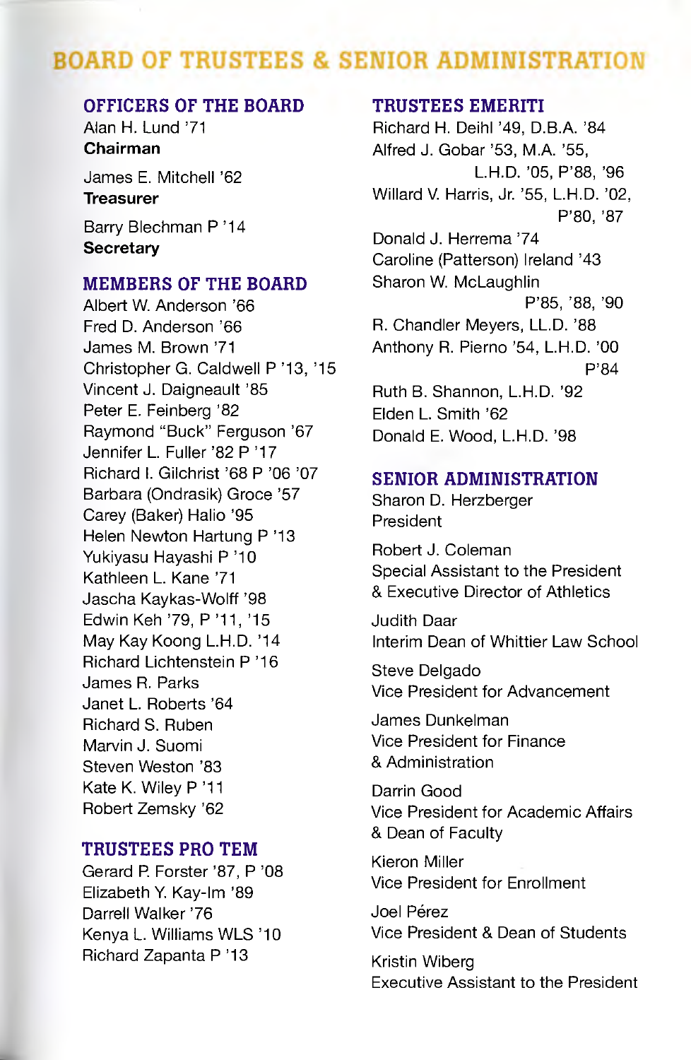# BOARD OF TRUSTEES & SENIOR ADMINISTRATION

## OFFICERS OF THE BOARD

Alan H. Lund '71
**Chairman**

James E. Mitchell '62
**Treasurer**

Barry Blechman P '14
**Secretary**

## MEMBERS OF THE BOARD

Albert W. Anderson '66
Fred D. Anderson '66
James M. Brown '71
Christopher G. Caldwell P '13, '15
Vincent J. Daigneault '85
Peter E. Feinberg '82
Raymond "Buck" Ferguson '67
Jennifer L. Fuller '82 P '17
Richard I. Gilchrist '68 P '06 '07
Barbara (Ondrasik) Groce '57
Carey (Baker) Halio '95
Helen Newton Hartung P '13
Yukiyasu Hayashi P '10
Kathleen L. Kane '71
Jascha Kaykas-Wolff '98
Edwin Keh '79, P '11, '15
May Kay Koong L.H.D. '14
Richard Lichtenstein P '16
James R. Parks
Janet L. Roberts '64
Richard S. Ruben
Marvin J. Suomi
Steven Weston '83
Kate K. Wiley P '11
Robert Zemsky '62

## TRUSTEES PRO TEM

Gerard P. Forster '87, P '08
Elizabeth Y. Kay-Im '89
Darrell Walker '76
Kenya L. Williams WLS '10
Richard Zapanta P '13

## TRUSTEES EMERITI

Richard H. Deihl '49, D.B.A. '84
Alfred J. Gobar '53, M.A. '55, L.H.D. '05, P'88, '96
Willard V. Harris, Jr. '55, L.H.D. '02, P'80, '87
Donald J. Herrema '74
Caroline (Patterson) Ireland '43
Sharon W. McLaughlin P'85, '88, '90
R. Chandler Meyers, LL.D. '88
Anthony R. Pierno '54, L.H.D. '00 P'84
Ruth B. Shannon, L.H.D. '92
Elden L. Smith '62
Donald E. Wood, L.H.D. '98

## SENIOR ADMINISTRATION

Sharon D. Herzberger
President

Robert J. Coleman
Special Assistant to the President & Executive Director of Athletics

Judith Daar
Interim Dean of Whittier Law School

Steve Delgado
Vice President for Advancement

James Dunkelman
Vice President for Finance & Administration

Darrin Good
Vice President for Academic Affairs & Dean of Faculty

Kieron Miller
Vice President for Enrollment

Joel Pérez
Vice President & Dean of Students

Kristin Wiberg
Executive Assistant to the President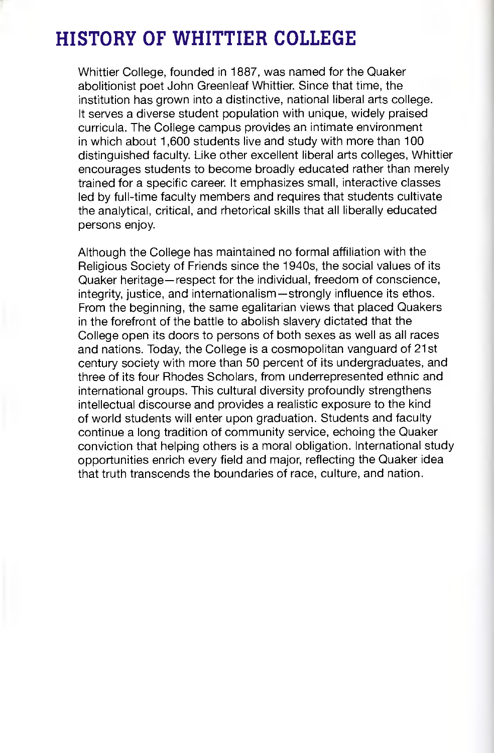# HISTORY OF WHITTIER COLLEGE

Whittier College, founded in 1887, was named for the Quaker abolitionist poet John Greenleaf Whittier. Since that time, the institution has grown into a distinctive, national liberal arts college. It serves a diverse student population with unique, widely praised curricula. The College campus provides an intimate environment in which about 1,600 students live and study with more than 100 distinguished faculty. Like other excellent liberal arts colleges, Whittier encourages students to become broadly educated rather than merely trained for a specific career. It emphasizes small, interactive classes led by full-time faculty members and requires that students cultivate the analytical, critical, and rhetorical skills that all liberally educated persons enjoy.

Although the College has maintained no formal affiliation with the Religious Society of Friends since the 1940s, the social values of its Quaker heritage—respect for the individual, freedom of conscience, integrity, justice, and internationalism—strongly influence its ethos. From the beginning, the same egalitarian views that placed Quakers in the forefront of the battle to abolish slavery dictated that the College open its doors to persons of both sexes as well as all races and nations. Today, the College is a cosmopolitan vanguard of 21st century society with more than 50 percent of its undergraduates, and three of its four Rhodes Scholars, from underrepresented ethnic and international groups. This cultural diversity profoundly strengthens intellectual discourse and provides a realistic exposure to the kind of world students will enter upon graduation. Students and faculty continue a long tradition of community service, echoing the Quaker conviction that helping others is a moral obligation. International study opportunities enrich every field and major, reflecting the Quaker idea that truth transcends the boundaries of race, culture, and nation.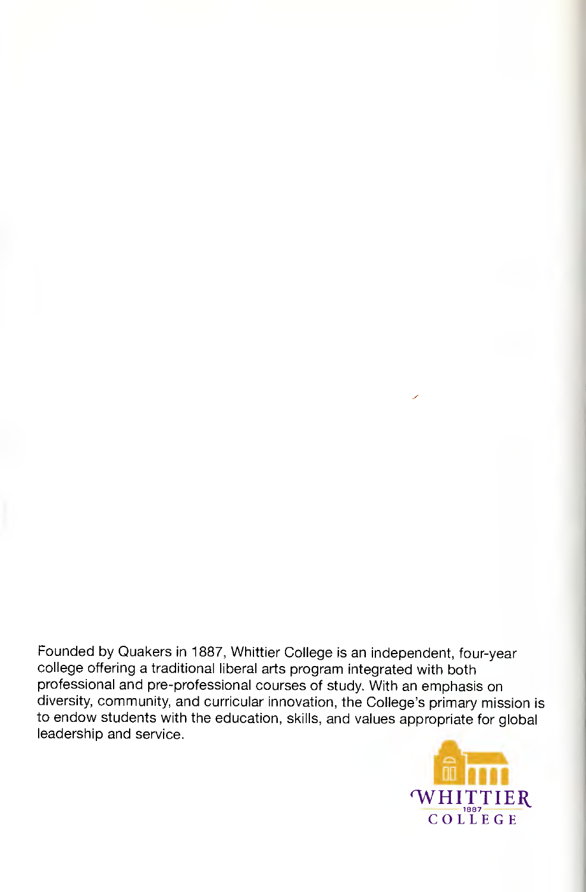Founded by Quakers in 1887, Whittier College is an independent, four-year college offering a traditional liberal arts program integrated with both professional and pre-professional courses of study. With an emphasis on diversity, community, and curricular innovation, the College's primary mission is to endow students with the education, skills, and values appropriate for global leadership and service.

WHITTIER
1887
COLLEGE